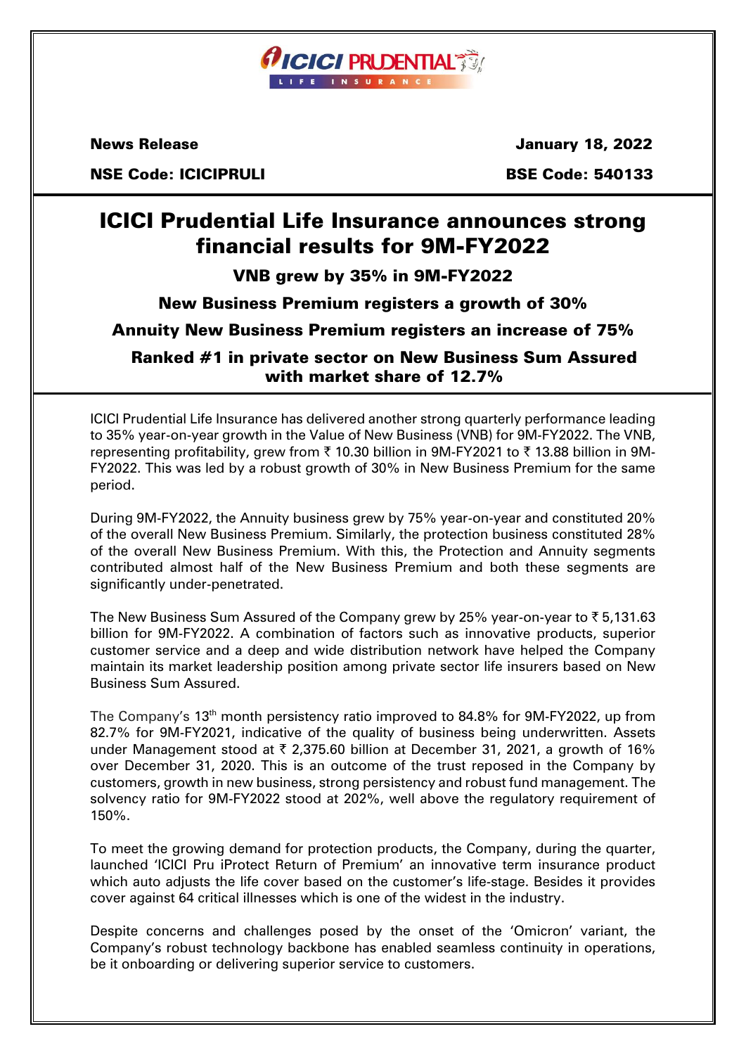**News Release** **January 18, 2022**

**NSE Code: ICICIPRULI** **BSE Code: 540133**

# ICICI Prudential Life Insurance announces strong financial results for 9M-FY2022

### VNB grew by 35% in 9M-FY2022

### New Business Premium registers a growth of 30%

### Annuity New Business Premium registers an increase of 75%

### Ranked #1 in private sector on New Business Sum Assured with market share of 12.7%

ICICI Prudential Life Insurance has delivered another strong quarterly performance leading to 35% year-on-year growth in the Value of New Business (VNB) for 9M-FY2022. The VNB, representing profitability, grew from ₹ 10.30 billion in 9M-FY2021 to ₹ 13.88 billion in 9M-FY2022. This was led by a robust growth of 30% in New Business Premium for the same period.

During 9M-FY2022, the Annuity business grew by 75% year-on-year and constituted 20% of the overall New Business Premium. Similarly, the protection business constituted 28% of the overall New Business Premium. With this, the Protection and Annuity segments contributed almost half of the New Business Premium and both these segments are significantly under-penetrated.

The New Business Sum Assured of the Company grew by 25% year-on-year to ₹ 5,131.63 billion for 9M-FY2022. A combination of factors such as innovative products, superior customer service and a deep and wide distribution network have helped the Company maintain its market leadership position among private sector life insurers based on New Business Sum Assured.

The Company's 13th month persistency ratio improved to 84.8% for 9M-FY2022, up from 82.7% for 9M-FY2021, indicative of the quality of business being underwritten. Assets under Management stood at ₹ 2,375.60 billion at December 31, 2021, a growth of 16% over December 31, 2020. This is an outcome of the trust reposed in the Company by customers, growth in new business, strong persistency and robust fund management. The solvency ratio for 9M-FY2022 stood at 202%, well above the regulatory requirement of 150%.

To meet the growing demand for protection products, the Company, during the quarter, launched 'ICICI Pru iProtect Return of Premium' an innovative term insurance product which auto adjusts the life cover based on the customer's life-stage. Besides it provides cover against 64 critical illnesses which is one of the widest in the industry.

Despite concerns and challenges posed by the onset of the 'Omicron' variant, the Company's robust technology backbone has enabled seamless continuity in operations, be it onboarding or delivering superior service to customers.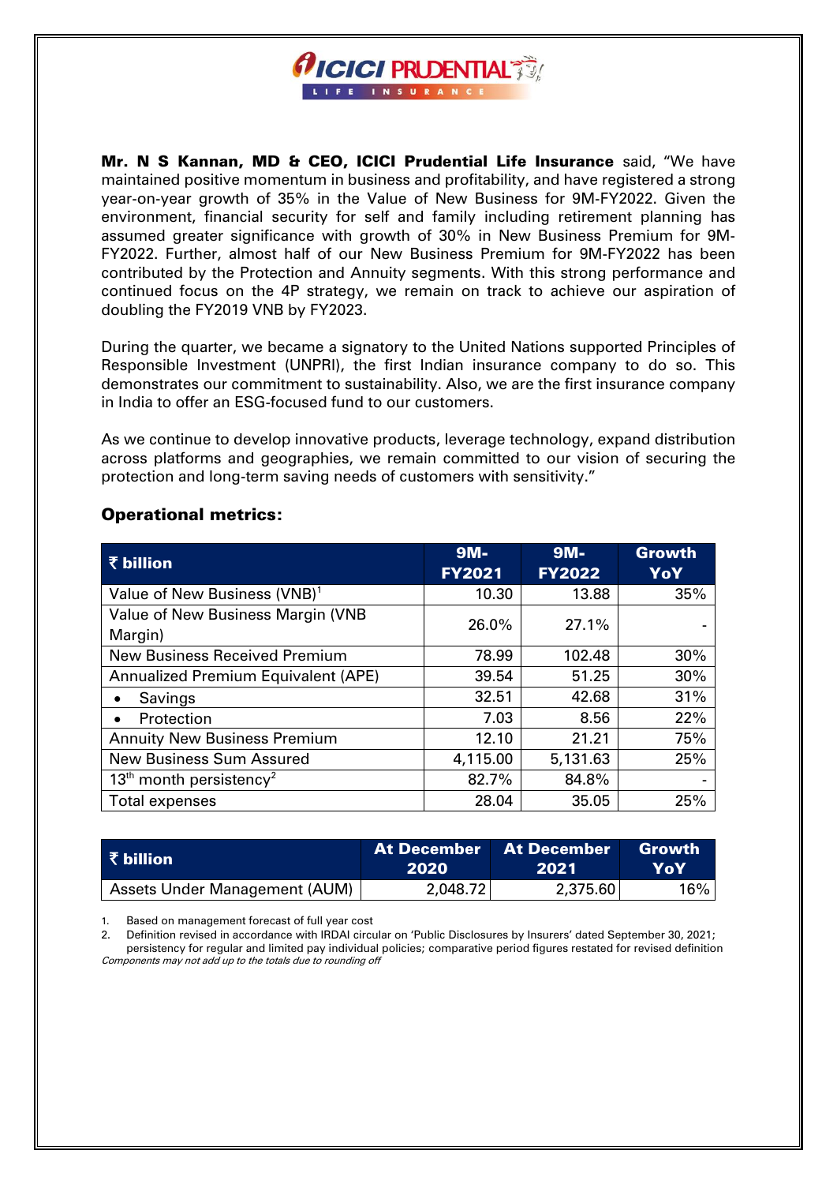**Mr. N S Kannan, MD & CEO, ICICI Prudential Life Insurance** said, "We have maintained positive momentum in business and profitability, and have registered a strong year-on-year growth of 35% in the Value of New Business for 9M-FY2022. Given the environment, financial security for self and family including retirement planning has assumed greater significance with growth of 30% in New Business Premium for 9M-FY2022. Further, almost half of our New Business Premium for 9M-FY2022 has been contributed by the Protection and Annuity segments. With this strong performance and continued focus on the 4P strategy, we remain on track to achieve our aspiration of doubling the FY2019 VNB by FY2023.

During the quarter, we became a signatory to the United Nations supported Principles of Responsible Investment (UNPRI), the first Indian insurance company to do so. This demonstrates our commitment to sustainability. Also, we are the first insurance company in India to offer an ESG-focused fund to our customers.

As we continue to develop innovative products, leverage technology, expand distribution across platforms and geographies, we remain committed to our vision of securing the protection and long-term saving needs of customers with sensitivity."

## Operational metrics:

| ₹ billion | 9M-FY2021 | 9M-FY2022 | Growth YoY |
|---|---|---|---|
| Value of New Business (VNB)[1] | 10.30 | 13.88 | 35% |
| Value of New Business Margin (VNB Margin) | 26.0% | 27.1% | - |
| New Business Received Premium | 78.99 | 102.48 | 30% |
| Annualized Premium Equivalent (APE) | 39.54 | 51.25 | 30% |
| • Savings | 32.51 | 42.68 | 31% |
| • Protection | 7.03 | 8.56 | 22% |
| Annuity New Business Premium | 12.10 | 21.21 | 75% |
| New Business Sum Assured | 4,115.00 | 5,131.63 | 25% |
| 13th month persistency[2] | 82.7% | 84.8% | - |
| Total expenses | 28.04 | 35.05 | 25% |

| ₹ billion | At December 2020 | At December 2021 | Growth YoY |
|---|---|---|---|
| Assets Under Management (AUM) | 2,048.72 | 2,375.60 | 16% |

1. Based on management forecast of full year cost
2. Definition revised in accordance with IRDAI circular on 'Public Disclosures by Insurers' dated September 30, 2021; persistency for regular and limited pay individual policies; comparative period figures restated for revised definition

*Components may not add up to the totals due to rounding off*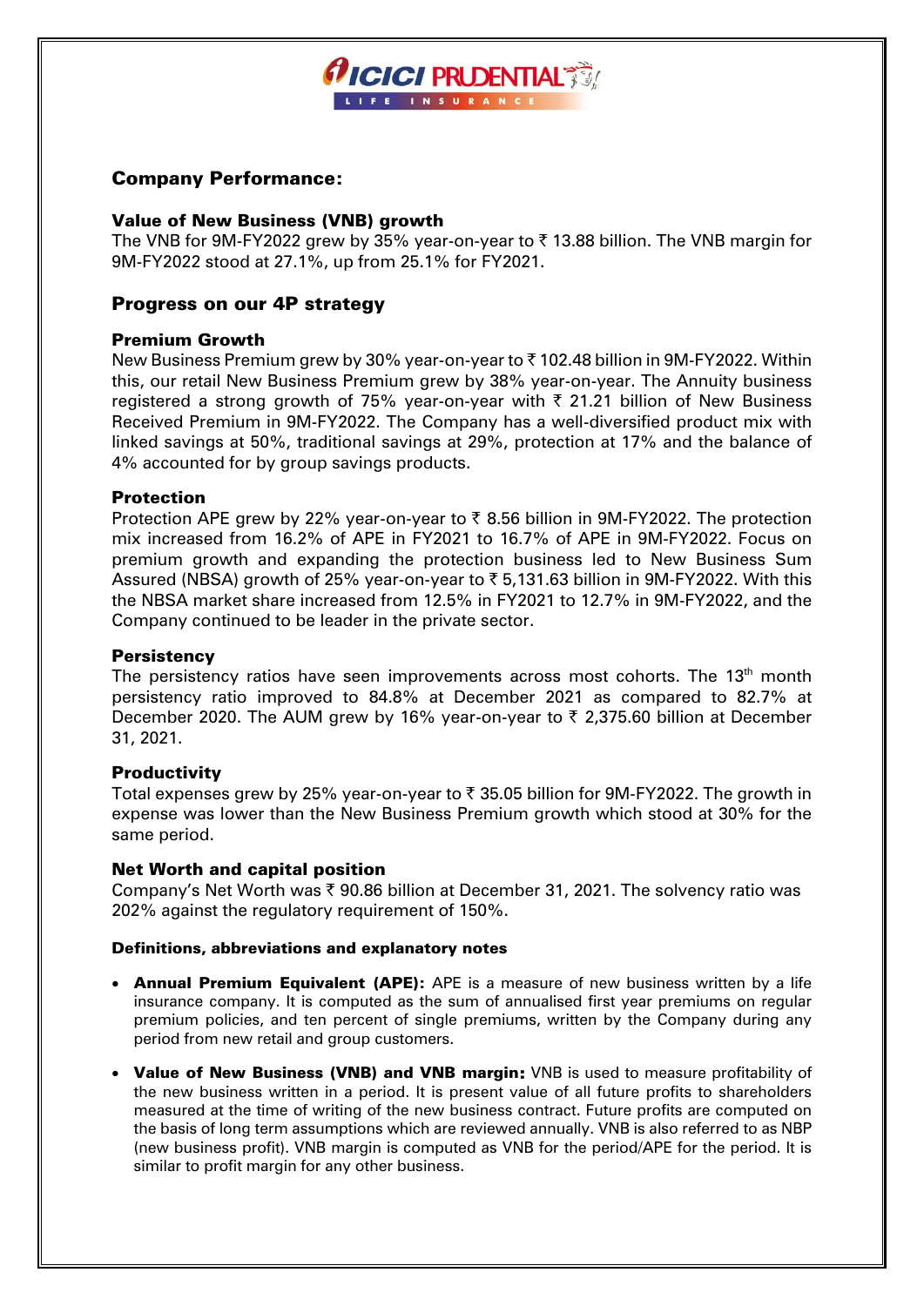## Company Performance:

### Value of New Business (VNB) growth

The VNB for 9M-FY2022 grew by 35% year-on-year to ₹ 13.88 billion. The VNB margin for 9M-FY2022 stood at 27.1%, up from 25.1% for FY2021.

## Progress on our 4P strategy

### Premium Growth

New Business Premium grew by 30% year-on-year to ₹ 102.48 billion in 9M-FY2022. Within this, our retail New Business Premium grew by 38% year-on-year. The Annuity business registered a strong growth of 75% year-on-year with ₹ 21.21 billion of New Business Received Premium in 9M-FY2022. The Company has a well-diversified product mix with linked savings at 50%, traditional savings at 29%, protection at 17% and the balance of 4% accounted for by group savings products.

### Protection

Protection APE grew by 22% year-on-year to ₹ 8.56 billion in 9M-FY2022. The protection mix increased from 16.2% of APE in FY2021 to 16.7% of APE in 9M-FY2022. Focus on premium growth and expanding the protection business led to New Business Sum Assured (NBSA) growth of 25% year-on-year to ₹ 5,131.63 billion in 9M-FY2022. With this the NBSA market share increased from 12.5% in FY2021 to 12.7% in 9M-FY2022, and the Company continued to be leader in the private sector.

### Persistency

The persistency ratios have seen improvements across most cohorts. The 13th month persistency ratio improved to 84.8% at December 2021 as compared to 82.7% at December 2020. The AUM grew by 16% year-on-year to ₹ 2,375.60 billion at December 31, 2021.

### Productivity

Total expenses grew by 25% year-on-year to ₹ 35.05 billion for 9M-FY2022. The growth in expense was lower than the New Business Premium growth which stood at 30% for the same period.

### Net Worth and capital position

Company's Net Worth was ₹ 90.86 billion at December 31, 2021. The solvency ratio was 202% against the regulatory requirement of 150%.

#### Definitions, abbreviations and explanatory notes

- **Annual Premium Equivalent (APE):** APE is a measure of new business written by a life insurance company. It is computed as the sum of annualised first year premiums on regular premium policies, and ten percent of single premiums, written by the Company during any period from new retail and group customers.
- **Value of New Business (VNB) and VNB margin:** VNB is used to measure profitability of the new business written in a period. It is present value of all future profits to shareholders measured at the time of writing of the new business contract. Future profits are computed on the basis of long term assumptions which are reviewed annually. VNB is also referred to as NBP (new business profit). VNB margin is computed as VNB for the period/APE for the period. It is similar to profit margin for any other business.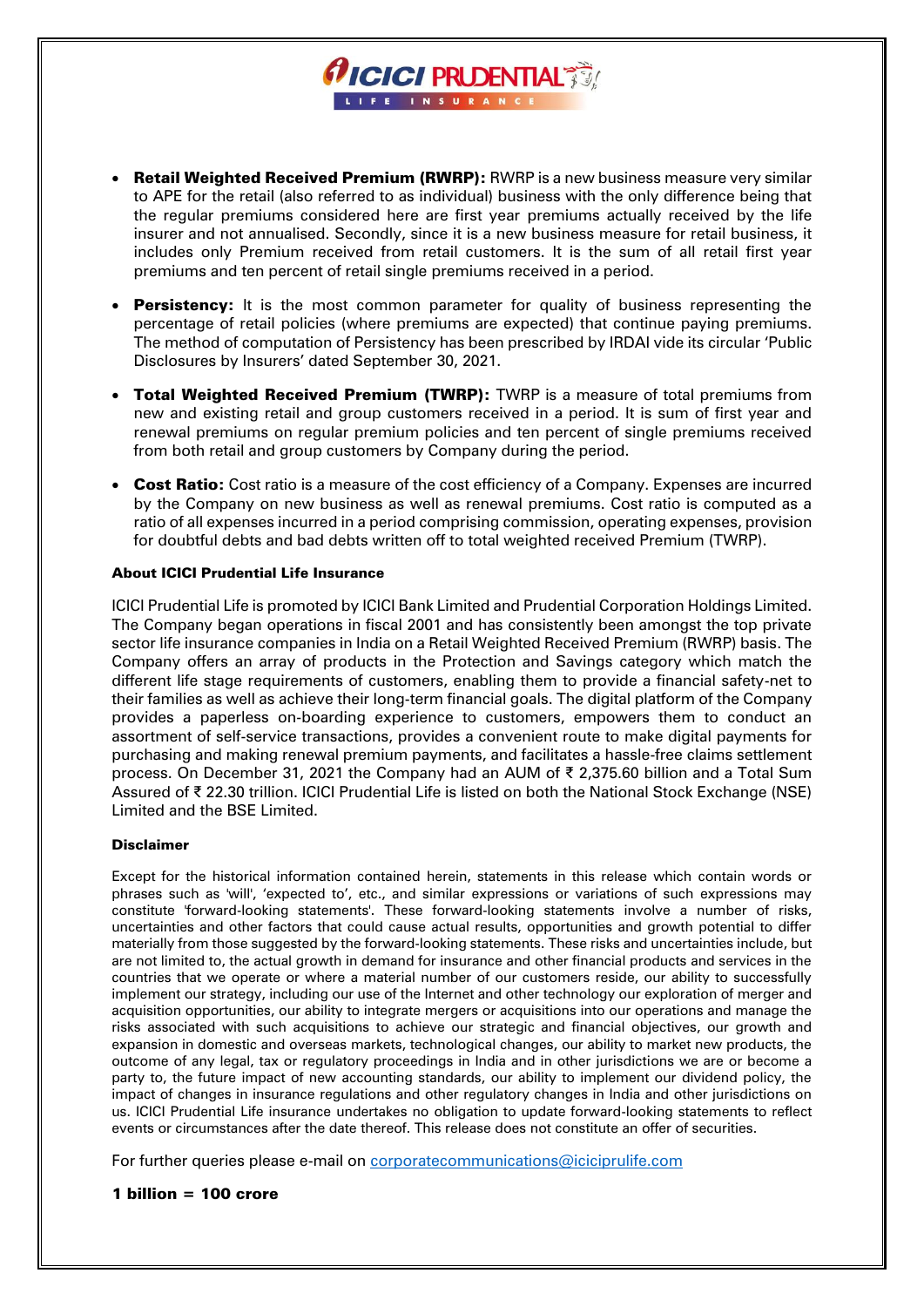- **Retail Weighted Received Premium (RWRP):** RWRP is a new business measure very similar to APE for the retail (also referred to as individual) business with the only difference being that the regular premiums considered here are first year premiums actually received by the life insurer and not annualised. Secondly, since it is a new business measure for retail business, it includes only Premium received from retail customers. It is the sum of all retail first year premiums and ten percent of retail single premiums received in a period.
- **Persistency:** It is the most common parameter for quality of business representing the percentage of retail policies (where premiums are expected) that continue paying premiums. The method of computation of Persistency has been prescribed by IRDAI vide its circular 'Public Disclosures by Insurers' dated September 30, 2021.
- **Total Weighted Received Premium (TWRP):** TWRP is a measure of total premiums from new and existing retail and group customers received in a period. It is sum of first year and renewal premiums on regular premium policies and ten percent of single premiums received from both retail and group customers by Company during the period.
- **Cost Ratio:** Cost ratio is a measure of the cost efficiency of a Company. Expenses are incurred by the Company on new business as well as renewal premiums. Cost ratio is computed as a ratio of all expenses incurred in a period comprising commission, operating expenses, provision for doubtful debts and bad debts written off to total weighted received Premium (TWRP).

**About ICICI Prudential Life Insurance**

ICICI Prudential Life is promoted by ICICI Bank Limited and Prudential Corporation Holdings Limited. The Company began operations in fiscal 2001 and has consistently been amongst the top private sector life insurance companies in India on a Retail Weighted Received Premium (RWRP) basis. The Company offers an array of products in the Protection and Savings category which match the different life stage requirements of customers, enabling them to provide a financial safety-net to their families as well as achieve their long-term financial goals. The digital platform of the Company provides a paperless on-boarding experience to customers, empowers them to conduct an assortment of self-service transactions, provides a convenient route to make digital payments for purchasing and making renewal premium payments, and facilitates a hassle-free claims settlement process. On December 31, 2021 the Company had an AUM of ₹ 2,375.60 billion and a Total Sum Assured of ₹ 22.30 trillion. ICICI Prudential Life is listed on both the National Stock Exchange (NSE) Limited and the BSE Limited.

**Disclaimer**

Except for the historical information contained herein, statements in this release which contain words or phrases such as 'will', 'expected to', etc., and similar expressions or variations of such expressions may constitute 'forward-looking statements'. These forward-looking statements involve a number of risks, uncertainties and other factors that could cause actual results, opportunities and growth potential to differ materially from those suggested by the forward-looking statements. These risks and uncertainties include, but are not limited to, the actual growth in demand for insurance and other financial products and services in the countries that we operate or where a material number of our customers reside, our ability to successfully implement our strategy, including our use of the Internet and other technology our exploration of merger and acquisition opportunities, our ability to integrate mergers or acquisitions into our operations and manage the risks associated with such acquisitions to achieve our strategic and financial objectives, our growth and expansion in domestic and overseas markets, technological changes, our ability to market new products, the outcome of any legal, tax or regulatory proceedings in India and in other jurisdictions we are or become a party to, the future impact of new accounting standards, our ability to implement our dividend policy, the impact of changes in insurance regulations and other regulatory changes in India and other jurisdictions on us. ICICI Prudential Life insurance undertakes no obligation to update forward-looking statements to reflect events or circumstances after the date thereof. This release does not constitute an offer of securities.

For further queries please e-mail on corporatecommunications@iciciprulife.com

**1 billion = 100 crore**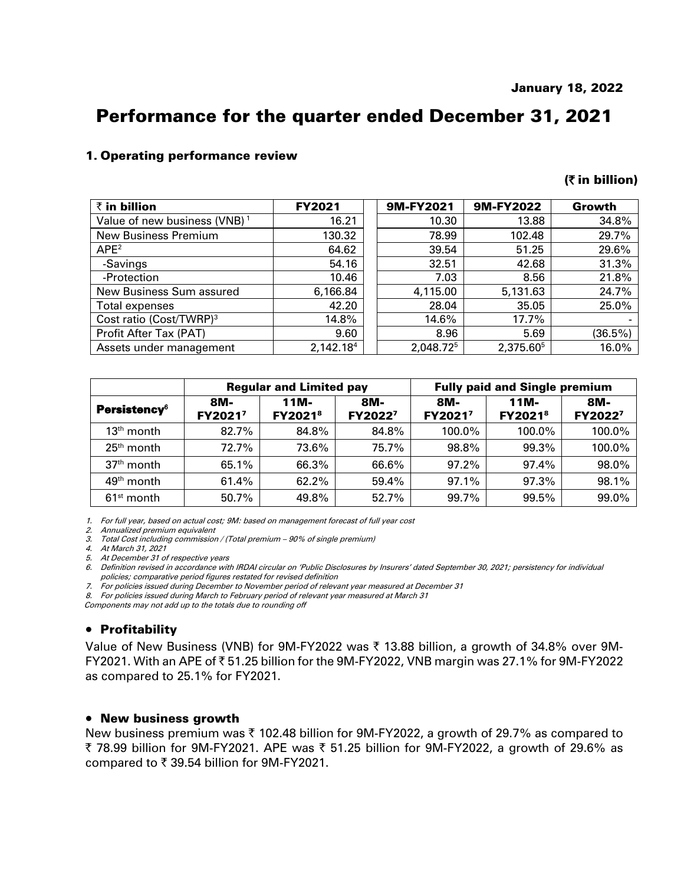January 18, 2022

# Performance for the quarter ended December 31, 2021

## 1. Operating performance review

**(₹ in billion)**

| **₹ in billion** | **FY2021** | **9M-FY2021** | **9M-FY2022** | **Growth** |
|---|---|---|---|---|
| Value of new business (VNB)[1] | 16.21 | 10.30 | 13.88 | 34.8% |
| New Business Premium | 130.32 | 78.99 | 102.48 | 29.7% |
| APE[2] | 64.62 | 39.54 | 51.25 | 29.6% |
| -Savings | 54.16 | 32.51 | 42.68 | 31.3% |
| -Protection | 10.46 | 7.03 | 8.56 | 21.8% |
| New Business Sum assured | 6,166.84 | 4,115.00 | 5,131.63 | 24.7% |
| Total expenses | 42.20 | 28.04 | 35.05 | 25.0% |
| Cost ratio (Cost/TWRP)[3] | 14.8% | 14.6% | 17.7% | - |
| Profit After Tax (PAT) | 9.60 | 8.96 | 5.69 | (36.5%) |
| Assets under management | 2,142.18[4] | 2,048.72[5] | 2,375.60[5] | 16.0% |

| | **Regular and Limited pay** | | | **Fully paid and Single premium** | | |
|---|---|---|---|---|---|---|
| **Persistency[6]** | **8M-FY2021[7]** | **11M-FY2021[8]** | **8M-FY2022[7]** | **8M-FY2021[7]** | **11M-FY2021[8]** | **8M-FY2022[7]** |
| 13th month | 82.7% | 84.8% | 84.8% | 100.0% | 100.0% | 100.0% |
| 25th month | 72.7% | 73.6% | 75.7% | 98.8% | 99.3% | 100.0% |
| 37th month | 65.1% | 66.3% | 66.6% | 97.2% | 97.4% | 98.0% |
| 49th month | 61.4% | 62.2% | 59.4% | 97.1% | 97.3% | 98.1% |
| 61st month | 50.7% | 49.8% | 52.7% | 99.7% | 99.5% | 99.0% |

1. *For full year, based on actual cost; 9M: based on management forecast of full year cost*
2. *Annualized premium equivalent*
3. *Total Cost including commission / (Total premium – 90% of single premium)*
4. *At March 31, 2021*
5. *At December 31 of respective years*
6. *Definition revised in accordance with IRDAI circular on 'Public Disclosures by Insurers' dated September 30, 2021; persistency for individual policies; comparative period figures restated for revised definition*
7. *For policies issued during December to November period of relevant year measured at December 31*
8. *For policies issued during March to February period of relevant year measured at March 31*

*Components may not add up to the totals due to rounding off*

- **Profitability**

Value of New Business (VNB) for 9M-FY2022 was ₹ 13.88 billion, a growth of 34.8% over 9M-FY2021. With an APE of ₹ 51.25 billion for the 9M-FY2022, VNB margin was 27.1% for 9M-FY2022 as compared to 25.1% for FY2021.

- **New business growth**

New business premium was ₹ 102.48 billion for 9M-FY2022, a growth of 29.7% as compared to ₹ 78.99 billion for 9M-FY2021. APE was ₹ 51.25 billion for 9M-FY2022, a growth of 29.6% as compared to ₹ 39.54 billion for 9M-FY2021.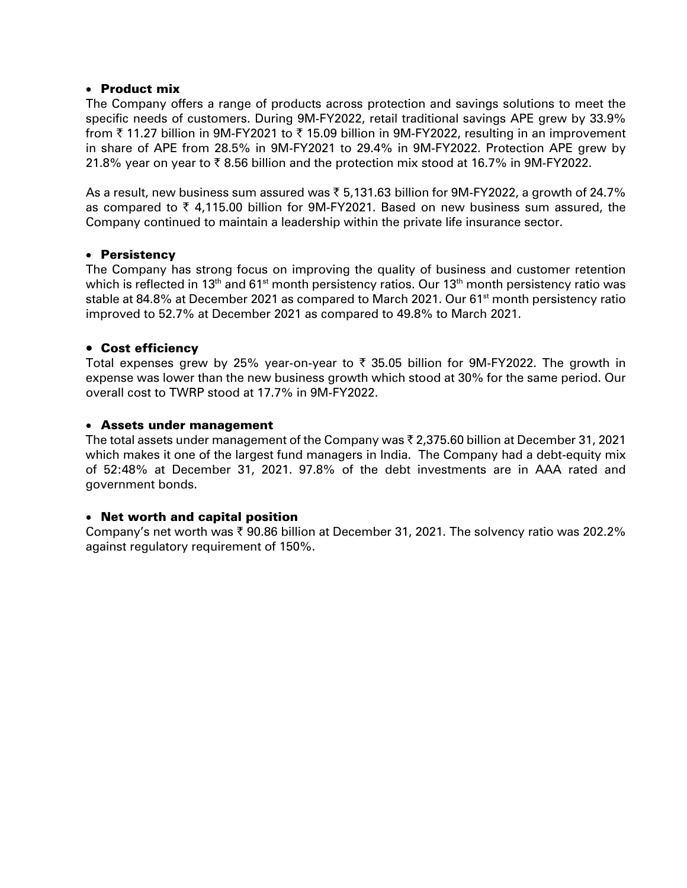- **Product mix**

The Company offers a range of products across protection and savings solutions to meet the specific needs of customers. During 9M-FY2022, retail traditional savings APE grew by 33.9% from ₹ 11.27 billion in 9M-FY2021 to ₹ 15.09 billion in 9M-FY2022, resulting in an improvement in share of APE from 28.5% in 9M-FY2021 to 29.4% in 9M-FY2022. Protection APE grew by 21.8% year on year to ₹ 8.56 billion and the protection mix stood at 16.7% in 9M-FY2022.

As a result, new business sum assured was ₹ 5,131.63 billion for 9M-FY2022, a growth of 24.7% as compared to ₹ 4,115.00 billion for 9M-FY2021. Based on new business sum assured, the Company continued to maintain a leadership within the private life insurance sector.

- **Persistency**

The Company has strong focus on improving the quality of business and customer retention which is reflected in 13th and 61st month persistency ratios. Our 13th month persistency ratio was stable at 84.8% at December 2021 as compared to March 2021. Our 61st month persistency ratio improved to 52.7% at December 2021 as compared to 49.8% to March 2021.

- **Cost efficiency**

Total expenses grew by 25% year-on-year to ₹ 35.05 billion for 9M-FY2022. The growth in expense was lower than the new business growth which stood at 30% for the same period. Our overall cost to TWRP stood at 17.7% in 9M-FY2022.

- **Assets under management**

The total assets under management of the Company was ₹ 2,375.60 billion at December 31, 2021 which makes it one of the largest fund managers in India. The Company had a debt-equity mix of 52:48% at December 31, 2021. 97.8% of the debt investments are in AAA rated and government bonds.

- **Net worth and capital position**

Company's net worth was ₹ 90.86 billion at December 31, 2021. The solvency ratio was 202.2% against regulatory requirement of 150%.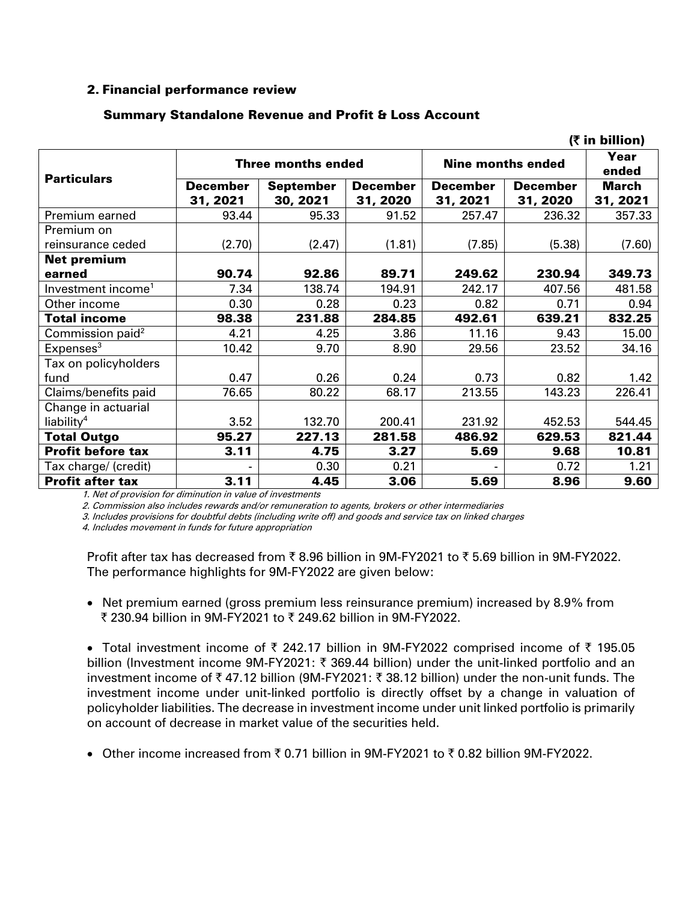## 2. Financial performance review

### Summary Standalone Revenue and Profit & Loss Account

(₹ in billion)

| Particulars | Three months ended | | | Nine months ended | | Year ended |
|---|---|---|---|---|---|---|
| | December 31, 2021 | September 30, 2021 | December 31, 2020 | December 31, 2021 | December 31, 2020 | March 31, 2021 |
| Premium earned | 93.44 | 95.33 | 91.52 | 257.47 | 236.32 | 357.33 |
| Premium on reinsurance ceded | (2.70) | (2.47) | (1.81) | (7.85) | (5.38) | (7.60) |
| **Net premium earned** | **90.74** | **92.86** | **89.71** | **249.62** | **230.94** | **349.73** |
| Investment income[1] | 7.34 | 138.74 | 194.91 | 242.17 | 407.56 | 481.58 |
| Other income | 0.30 | 0.28 | 0.23 | 0.82 | 0.71 | 0.94 |
| **Total income** | **98.38** | **231.88** | **284.85** | **492.61** | **639.21** | **832.25** |
| Commission paid[2] | 4.21 | 4.25 | 3.86 | 11.16 | 9.43 | 15.00 |
| Expenses[3] | 10.42 | 9.70 | 8.90 | 29.56 | 23.52 | 34.16 |
| Tax on policyholders fund | 0.47 | 0.26 | 0.24 | 0.73 | 0.82 | 1.42 |
| Claims/benefits paid | 76.65 | 80.22 | 68.17 | 213.55 | 143.23 | 226.41 |
| Change in actuarial liability[4] | 3.52 | 132.70 | 200.41 | 231.92 | 452.53 | 544.45 |
| **Total Outgo** | **95.27** | **227.13** | **281.58** | **486.92** | **629.53** | **821.44** |
| **Profit before tax** | **3.11** | **4.75** | **3.27** | **5.69** | **9.68** | **10.81** |
| Tax charge/ (credit) | - | 0.30 | 0.21 | - | 0.72 | 1.21 |
| **Profit after tax** | **3.11** | **4.45** | **3.06** | **5.69** | **8.96** | **9.60** |

*1. Net of provision for diminution in value of investments*

*2. Commission also includes rewards and/or remuneration to agents, brokers or other intermediaries*

*3. Includes provisions for doubtful debts (including write off) and goods and service tax on linked charges*

*4. Includes movement in funds for future appropriation*

Profit after tax has decreased from ₹ 8.96 billion in 9M-FY2021 to ₹ 5.69 billion in 9M-FY2022. The performance highlights for 9M-FY2022 are given below:

- Net premium earned (gross premium less reinsurance premium) increased by 8.9% from ₹ 230.94 billion in 9M-FY2021 to ₹ 249.62 billion in 9M-FY2022.

- Total investment income of ₹ 242.17 billion in 9M-FY2022 comprised income of ₹ 195.05 billion (Investment income 9M-FY2021: ₹ 369.44 billion) under the unit-linked portfolio and an investment income of ₹ 47.12 billion (9M-FY2021: ₹ 38.12 billion) under the non-unit funds. The investment income under unit-linked portfolio is directly offset by a change in valuation of policyholder liabilities. The decrease in investment income under unit linked portfolio is primarily on account of decrease in market value of the securities held.

- Other income increased from ₹ 0.71 billion in 9M-FY2021 to ₹ 0.82 billion 9M-FY2022.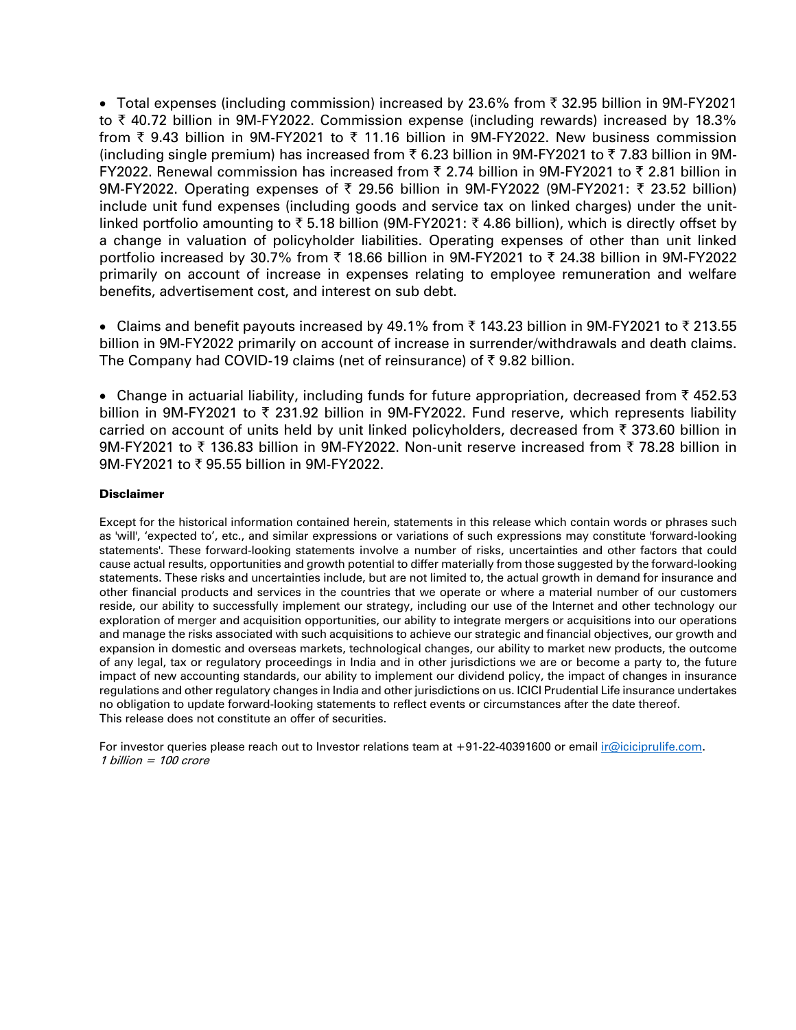- Total expenses (including commission) increased by 23.6% from ₹ 32.95 billion in 9M-FY2021 to ₹ 40.72 billion in 9M-FY2022. Commission expense (including rewards) increased by 18.3% from ₹ 9.43 billion in 9M-FY2021 to ₹ 11.16 billion in 9M-FY2022. New business commission (including single premium) has increased from ₹ 6.23 billion in 9M-FY2021 to ₹ 7.83 billion in 9M-FY2022. Renewal commission has increased from ₹ 2.74 billion in 9M-FY2021 to ₹ 2.81 billion in 9M-FY2022. Operating expenses of ₹ 29.56 billion in 9M-FY2022 (9M-FY2021: ₹ 23.52 billion) include unit fund expenses (including goods and service tax on linked charges) under the unit-linked portfolio amounting to ₹ 5.18 billion (9M-FY2021: ₹ 4.86 billion), which is directly offset by a change in valuation of policyholder liabilities. Operating expenses of other than unit linked portfolio increased by 30.7% from ₹ 18.66 billion in 9M-FY2021 to ₹ 24.38 billion in 9M-FY2022 primarily on account of increase in expenses relating to employee remuneration and welfare benefits, advertisement cost, and interest on sub debt.

- Claims and benefit payouts increased by 49.1% from ₹ 143.23 billion in 9M-FY2021 to ₹ 213.55 billion in 9M-FY2022 primarily on account of increase in surrender/withdrawals and death claims. The Company had COVID-19 claims (net of reinsurance) of ₹ 9.82 billion.

- Change in actuarial liability, including funds for future appropriation, decreased from ₹ 452.53 billion in 9M-FY2021 to ₹ 231.92 billion in 9M-FY2022. Fund reserve, which represents liability carried on account of units held by unit linked policyholders, decreased from ₹ 373.60 billion in 9M-FY2021 to ₹ 136.83 billion in 9M-FY2022. Non-unit reserve increased from ₹ 78.28 billion in 9M-FY2021 to ₹ 95.55 billion in 9M-FY2022.

**Disclaimer**

Except for the historical information contained herein, statements in this release which contain words or phrases such as 'will', 'expected to', etc., and similar expressions or variations of such expressions may constitute 'forward-looking statements'. These forward-looking statements involve a number of risks, uncertainties and other factors that could cause actual results, opportunities and growth potential to differ materially from those suggested by the forward-looking statements. These risks and uncertainties include, but are not limited to, the actual growth in demand for insurance and other financial products and services in the countries that we operate or where a material number of our customers reside, our ability to successfully implement our strategy, including our use of the Internet and other technology our exploration of merger and acquisition opportunities, our ability to integrate mergers or acquisitions into our operations and manage the risks associated with such acquisitions to achieve our strategic and financial objectives, our growth and expansion in domestic and overseas markets, technological changes, our ability to market new products, the outcome of any legal, tax or regulatory proceedings in India and in other jurisdictions we are or become a party to, the future impact of new accounting standards, our ability to implement our dividend policy, the impact of changes in insurance regulations and other regulatory changes in India and other jurisdictions on us. ICICI Prudential Life insurance undertakes no obligation to update forward-looking statements to reflect events or circumstances after the date thereof.
This release does not constitute an offer of securities.

For investor queries please reach out to Investor relations team at +91-22-40391600 or email ir@iciciprulife.com.
*1 billion = 100 crore*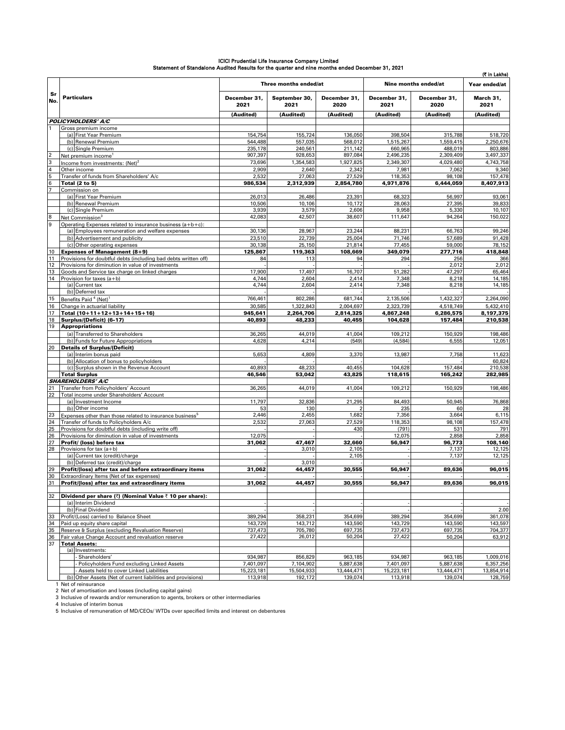**ICICI Prudential Life Insurance Company Limited**
**Statement of Standalone Audited Results for the quarter and nine months ended December 31, 2021**

(₹ in Lakhs)

| Sr No. | Particulars | Three months ended/at | | | Nine months ended/at | | Year ended/at |
|---|---|---|---|---|---|---|---|
| | | December 31, 2021 | September 30, 2021 | December 31, 2020 | December 31, 2021 | December 31, 2020 | March 31, 2021 |
| | | (Audited) | (Audited) | (Audited) | (Audited) | (Audited) | (Audited) |
| | ***POLICYHOLDERS' A/C*** | | | | | | |
| 1 | Gross premium income | | | | | | |
| | (a) First Year Premium | 154,754 | 155,724 | 136,050 | 398,504 | 315,788 | 518,720 |
| | (b) Renewal Premium | 544,488 | 557,035 | 568,012 | 1,515,267 | 1,559,415 | 2,250,676 |
| | (c) Single Premium | 235,178 | 240,561 | 211,142 | 660,965 | 488,019 | 803,886 |
| 2 | Net premium income[1] | 907,397 | 928,653 | 897,084 | 2,496,235 | 2,309,409 | 3,497,337 |
| 3 | Income from investments: (Net)[2] | 73,696 | 1,354,583 | 1,927,825 | 2,349,307 | 4,029,480 | 4,743,758 |
| 4 | Other income | 2,909 | 2,640 | 2,342 | 7,981 | 7,062 | 9,340 |
| 5 | Transfer of funds from Shareholders' A/c | 2,532 | 27,063 | 27,529 | 118,353 | 98,108 | 157,478 |
| 6 | **Total (2 to 5)** | **986,534** | **2,312,939** | **2,854,780** | **4,971,876** | **6,444,059** | **8,407,913** |
| 7 | Commission on | | | | | | |
| | (a) First Year Premium | 26,013 | 26,486 | 23,391 | 68,323 | 56,997 | 93,061 |
| | (b) Renewal Premium | 10,506 | 10,106 | 10,172 | 28,063 | 27,395 | 39,833 |
| | (c) Single Premium | 3,939 | 3,579 | 2,606 | 9,958 | 5,330 | 10,107 |
| 8 | Net Commission[3] | 42,083 | 42,507 | 38,607 | 111,647 | 94,264 | 150,022 |
| 9 | Operating Expenses related to insurance business (a+b+c): | | | | | | |
| | (a) Employees remuneration and welfare expenses | 30,136 | 28,967 | 23,244 | 88,231 | 66,763 | 99,246 |
| | (b) Advertisement and publicity | 23,510 | 22,739 | 25,004 | 71,746 | 57,689 | 91,428 |
| | (c) Other operating expenses | 30,138 | 25,150 | 21,814 | 77,455 | 59,000 | 78,152 |
| 10 | **Expenses of Management (8+9)** | **125,867** | **119,363** | **108,669** | **349,079** | **277,716** | **418,848** |
| 11 | Provisions for doubtful debts (including bad debts written off) | 84 | 113 | 94 | 294 | 256 | 366 |
| 12 | Provisions for diminution in value of investments | - | - | - | - | 2,012 | 2,012 |
| 13 | Goods and Service tax charge on linked charges | 17,900 | 17,497 | 16,707 | 51,282 | 47,297 | 65,464 |
| 14 | Provision for taxes (a+b) | 4,744 | 2,604 | 2,414 | 7,348 | 8,218 | 14,185 |
| | (a) Current tax | 4,744 | 2,604 | 2,414 | 7,348 | 8,218 | 14,185 |
| | (b) Deferred tax | - | - | - | - | - | - |
| 15 | Benefits Paid[4] (Net)[1] | 766,461 | 802,286 | 681,744 | 2,135,506 | 1,432,327 | 2,264,090 |
| 16 | Change in actuarial liability | 30,585 | 1,322,843 | 2,004,697 | 2,323,739 | 4,518,749 | 5,432,410 |
| 17 | **Total (10+11+12+13+14+15+16)** | **945,641** | **2,264,706** | **2,814,325** | **4,867,248** | **6,286,575** | **8,197,375** |
| 18 | **Surplus/(Deficit) (6-17)** | **40,893** | **48,233** | **40,455** | **104,628** | **157,484** | **210,538** |
| 19 | **Appropriations** | | | | | | |
| | (a) Transferred to Shareholders | 36,265 | 44,019 | 41,004 | 109,212 | 150,929 | 198,486 |
| | (b) Funds for Future Appropriations | 4,628 | 4,214 | (549) | (4,584) | 6,555 | 12,051 |
| 20 | **Details of Surplus/(Deficit)** | | | | | | |
| | (a) Interim bonus paid | 5,653 | 4,809 | 3,370 | 13,987 | 7,758 | 11,623 |
| | (b) Allocation of bonus to policyholders | - | - | - | - | - | 60,824 |
| | (c) Surplus shown in the Revenue Account | 40,893 | 48,233 | 40,455 | 104,628 | 157,484 | 210,538 |
| | **Total Surplus** | **46,546** | **53,042** | **43,825** | **118,615** | **165,242** | **282,985** |
| | ***SHAREHOLDERS' A/C*** | | | | | | |
| 21 | Transfer from Policyholders' Account | 36,265 | 44,019 | 41,004 | 109,212 | 150,929 | 198,486 |
| 22 | Total income under Shareholders' Account | | | | | | |
| | (a) Investment Income | 11,797 | 32,836 | 21,295 | 84,493 | 50,945 | 76,868 |
| | (b) Other income | 53 | 130 | 2 | 235 | 60 | 28 |
| 23 | Expenses other than those related to insurance business[5] | 2,446 | 2,455 | 1,682 | 7,356 | 3,664 | 6,115 |
| 24 | Transfer of funds to Policyholders A/c | 2,532 | 27,063 | 27,529 | 118,353 | 98,108 | 157,478 |
| 25 | Provisions for doubtful debts (including write off) | - | - | 430 | (791) | 531 | 791 |
| 26 | Provisions for diminution in value of investments | 12,075 | - | - | 12,075 | 2,858 | 2,858 |
| 27 | **Profit/ (loss) before tax** | **31,062** | **47,467** | **32,660** | **56,947** | **96,773** | **108,140** |
| 28 | Provisions for tax (a+b) | - | 3,010 | 2,105 | - | 7,137 | 12,125 |
| | (a) Current tax (credit)/charge | - | - | 2,105 | - | 7,137 | 12,125 |
| | (b) Deferred tax (credit)/charge | - | 3,010 | - | - | - | - |
| 29 | **Profit/(loss) after tax and before extraordinary items** | **31,062** | **44,457** | **30,555** | **56,947** | **89,636** | **96,015** |
| 30 | Extraordinary Items (Net of tax expenses) | - | - | - | - | - | - |
| 31 | **Profit/(loss) after tax and extraordinary items** | **31,062** | **44,457** | **30,555** | **56,947** | **89,636** | **96,015** |
| 32 | **Dividend per share (₹) (Nominal Value ₹ 10 per share):** | | | | | | |
| | (a) Interim Dividend | - | - | - | - | - | - |
| | (b) Final Dividend | - | - | - | - | - | 2.00 |
| 33 | Profit/(Loss) carried to Balance Sheet | 389,294 | 358,231 | 354,699 | 389,294 | 354,699 | 361,078 |
| 34 | Paid up equity share capital | 143,729 | 143,712 | 143,590 | 143,729 | 143,590 | 143,597 |
| 35 | Reserve & Surplus (excluding Revaluation Reserve) | 737,473 | 705,780 | 697,735 | 737,473 | 697,735 | 704,377 |
| 36 | Fair value Change Account and revaluation reserve | 27,422 | 26,012 | 50,204 | 27,422 | 50,204 | 63,912 |
| 37 | **Total Assets:** | | | | | | |
| | (a) Investments: | | | | | | |
| | - Shareholders' | 934,987 | 856,829 | 963,185 | 934,987 | 963,185 | 1,009,016 |
| | - Policyholders Fund excluding Linked Assets | 7,401,097 | 7,104,902 | 5,887,638 | 7,401,097 | 5,887,638 | 6,357,256 |
| | - Assets held to cover Linked Liabilities | 15,223,181 | 15,504,933 | 13,444,471 | 15,223,181 | 13,444,471 | 13,854,914 |
| | (b) Other Assets (Net of current liabilities and provisions) | 113,918 | 192,172 | 139,074 | 113,918 | 139,074 | 128,759 |

1 Net of reinsurance

2 Net of amortisation and losses (including capital gains)

3 Inclusive of rewards and/or remuneration to agents, brokers or other intermediaries

4 Inclusive of interim bonus

5 Inclusive of remuneration of MD/CEOs/ WTDs over specified limits and interest on debentures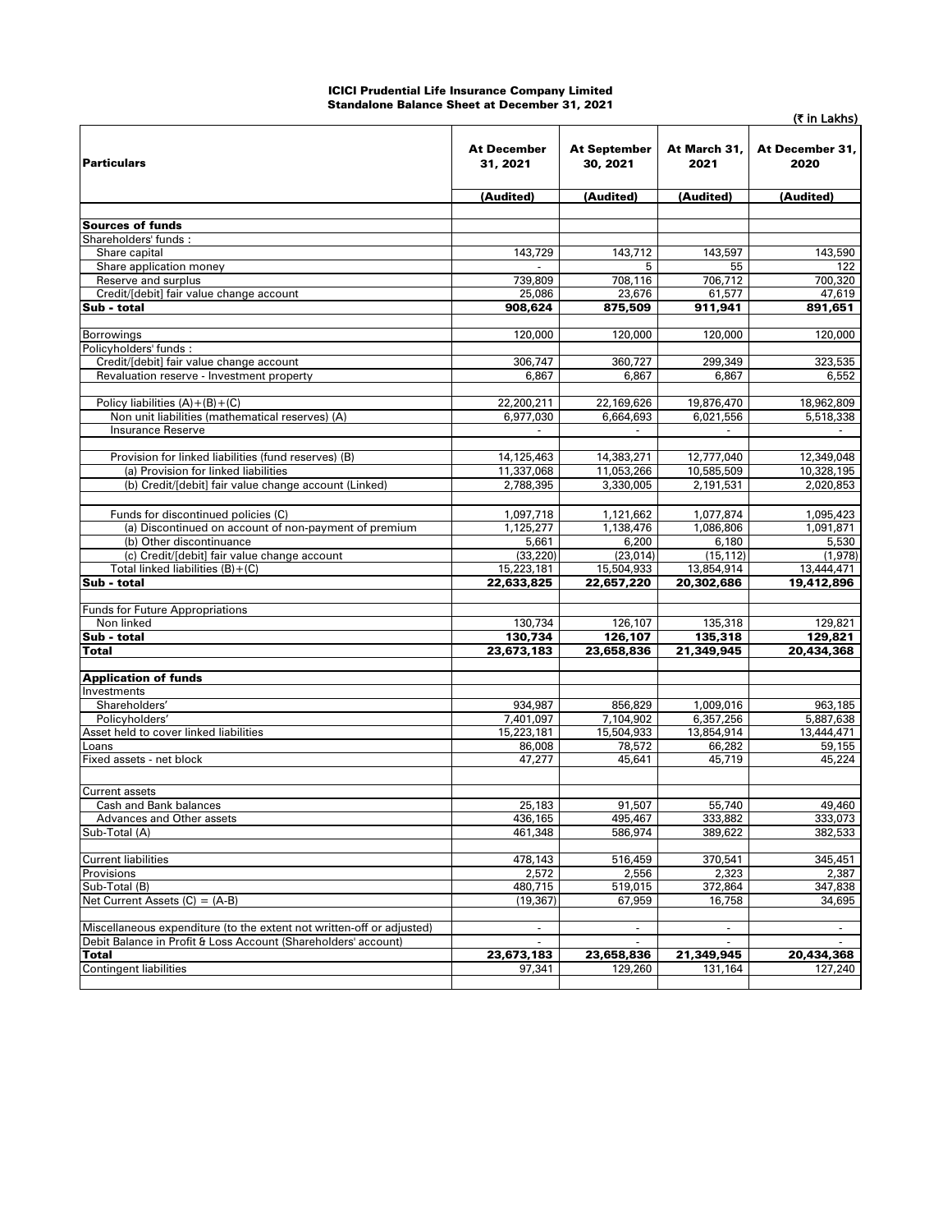**ICICI Prudential Life Insurance Company Limited**
**Standalone Balance Sheet at December 31, 2021**

(₹ in Lakhs)

| Particulars | At December 31, 2021 | At September 30, 2021 | At March 31, 2021 | At December 31, 2020 |
|---|---|---|---|---|
| | (Audited) | (Audited) | (Audited) | (Audited) |
| **Sources of funds** | | | | |
| Shareholders' funds : | | | | |
| Share capital | 143,729 | 143,712 | 143,597 | 143,590 |
| Share application money | - | 5 | 55 | 122 |
| Reserve and surplus | 739,809 | 708,116 | 706,712 | 700,320 |
| Credit/[debit] fair value change account | 25,086 | 23,676 | 61,577 | 47,619 |
| **Sub - total** | **908,624** | **875,509** | **911,941** | **891,651** |
| Borrowings | 120,000 | 120,000 | 120,000 | 120,000 |
| Policyholders' funds : | | | | |
| Credit/[debit] fair value change account | 306,747 | 360,727 | 299,349 | 323,535 |
| Revaluation reserve - Investment property | 6,867 | 6,867 | 6,867 | 6,552 |
| Policy liabilities (A)+(B)+(C) | 22,200,211 | 22,169,626 | 19,876,470 | 18,962,809 |
| Non unit liabilities (mathematical reserves) (A) | 6,977,030 | 6,664,693 | 6,021,556 | 5,518,338 |
| Insurance Reserve | - | - | - | - |
| Provision for linked liabilities (fund reserves) (B) | 14,125,463 | 14,383,271 | 12,777,040 | 12,349,048 |
| (a) Provision for linked liabilities | 11,337,068 | 11,053,266 | 10,585,509 | 10,328,195 |
| (b) Credit/[debit] fair value change account (Linked) | 2,788,395 | 3,330,005 | 2,191,531 | 2,020,853 |
| Funds for discontinued policies (C) | 1,097,718 | 1,121,662 | 1,077,874 | 1,095,423 |
| (a) Discontinued on account of non-payment of premium | 1,125,277 | 1,138,476 | 1,086,806 | 1,091,871 |
| (b) Other discontinuance | 5,661 | 6,200 | 6,180 | 5,530 |
| (c) Credit/[debit] fair value change account | (33,220) | (23,014) | (15,112) | (1,978) |
| Total linked liabilities (B)+(C) | 15,223,181 | 15,504,933 | 13,854,914 | 13,444,471 |
| **Sub - total** | **22,633,825** | **22,657,220** | **20,302,686** | **19,412,896** |
| Funds for Future Appropriations | | | | |
| Non linked | 130,734 | 126,107 | 135,318 | 129,821 |
| **Sub - total** | **130,734** | **126,107** | **135,318** | **129,821** |
| **Total** | **23,673,183** | **23,658,836** | **21,349,945** | **20,434,368** |
| **Application of funds** | | | | |
| Investments | | | | |
| Shareholders' | 934,987 | 856,829 | 1,009,016 | 963,185 |
| Policyholders' | 7,401,097 | 7,104,902 | 6,357,256 | 5,887,638 |
| Asset held to cover linked liabilities | 15,223,181 | 15,504,933 | 13,854,914 | 13,444,471 |
| Loans | 86,008 | 78,572 | 66,282 | 59,155 |
| Fixed assets - net block | 47,277 | 45,641 | 45,719 | 45,224 |
| Current assets | | | | |
| Cash and Bank balances | 25,183 | 91,507 | 55,740 | 49,460 |
| Advances and Other assets | 436,165 | 495,467 | 333,882 | 333,073 |
| Sub-Total (A) | 461,348 | 586,974 | 389,622 | 382,533 |
| Current liabilities | 478,143 | 516,459 | 370,541 | 345,451 |
| Provisions | 2,572 | 2,556 | 2,323 | 2,387 |
| Sub-Total (B) | 480,715 | 519,015 | 372,864 | 347,838 |
| Net Current Assets (C) = (A-B) | (19,367) | 67,959 | 16,758 | 34,695 |
| Miscellaneous expenditure (to the extent not written-off or adjusted) | - | - | - | - |
| Debit Balance in Profit & Loss Account (Shareholders' account) | - | - | - | - |
| **Total** | **23,673,183** | **23,658,836** | **21,349,945** | **20,434,368** |
| Contingent liabilities | 97,341 | 129,260 | 131,164 | 127,240 |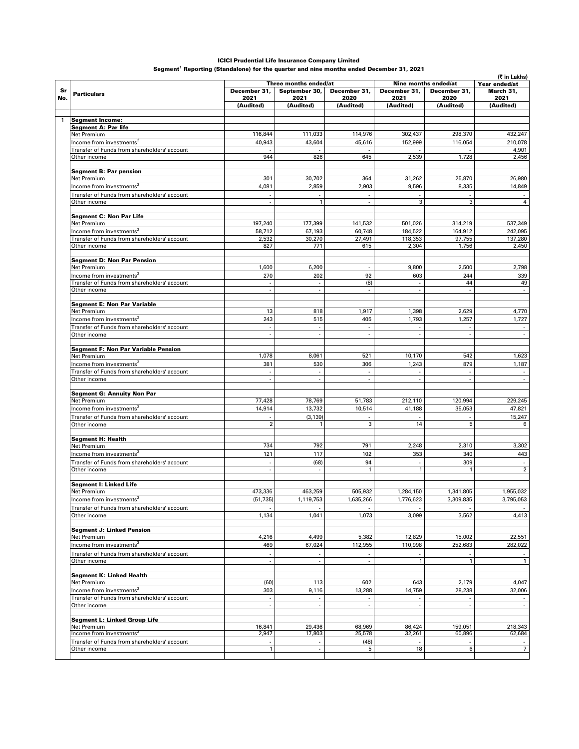# ICICI Prudential Life Insurance Company Limited

## Segment[1] Reporting (Standalone) for the quarter and nine months ended December 31, 2021

(₹ in Lakhs)

| Sr No. | Particulars | Three months ended/at | | | Nine months ended/at | | Year ended/at |
|---|---|---|---|---|---|---|---|
| | | December 31, 2021 | September 30, 2021 | December 31, 2020 | December 31, 2021 | December 31, 2020 | March 31, 2021 |
| | | (Audited) | (Audited) | (Audited) | (Audited) | (Audited) | (Audited) |
| 1 | **Segment Income:** | | | | | | |
| | **Segment A: Par life** | | | | | | |
| | Net Premium | 116,844 | 111,033 | 114,976 | 302,437 | 298,370 | 432,247 |
| | Income from investments[2] | 40,943 | 43,604 | 45,616 | 152,999 | 116,054 | 210,078 |
| | Transfer of Funds from shareholders' account | - | - | - | - | - | 4,901 |
| | Other income | 944 | 826 | 645 | 2,539 | 1,728 | 2,456 |
| | **Segment B: Par pension** | | | | | | |
| | Net Premium | 301 | 30,702 | 364 | 31,262 | 25,870 | 26,980 |
| | Income from investments[2] | 4,081 | 2,859 | 2,903 | 9,596 | 8,335 | 14,849 |
| | Transfer of Funds from shareholders' account | - | - | - | - | - | - |
| | Other income | - | 1 | - | 3 | 3 | 4 |
| | **Segment C: Non Par Life** | | | | | | |
| | Net Premium | 197,240 | 177,399 | 141,532 | 501,026 | 314,219 | 537,349 |
| | Income from investments[2] | 58,712 | 67,193 | 60,748 | 184,522 | 164,912 | 242,095 |
| | Transfer of Funds from shareholders' account | 2,532 | 30,270 | 27,491 | 118,353 | 97,755 | 137,280 |
| | Other income | 827 | 771 | 615 | 2,304 | 1,756 | 2,450 |
| | **Segment D: Non Par Pension** | | | | | | |
| | Net Premium | 1,600 | 6,200 | - | 9,800 | 2,500 | 2,798 |
| | Income from investments[2] | 270 | 202 | 92 | 603 | 244 | 339 |
| | Transfer of Funds from shareholders' account | - | - | (8) | - | 44 | 49 |
| | Other income | - | - | - | - | - | - |
| | **Segment E: Non Par Variable** | | | | | | |
| | Net Premium | 13 | 818 | 1,917 | 1,398 | 2,629 | 4,770 |
| | Income from investments[2] | 243 | 515 | 405 | 1,793 | 1,257 | 1,727 |
| | Transfer of Funds from shareholders' account | - | - | - | - | - | - |
| | Other income | - | - | - | - | - | - |
| | **Segment F: Non Par Variable Pension** | | | | | | |
| | Net Premium | 1,078 | 8,061 | 521 | 10,170 | 542 | 1,623 |
| | Income from investments[2] | 381 | 530 | 306 | 1,243 | 879 | 1,187 |
| | Transfer of Funds from shareholders' account | - | - | - | - | - | - |
| | Other income | - | - | - | - | - | - |
| | **Segment G: Annuity Non Par** | | | | | | |
| | Net Premium | 77,428 | 78,769 | 51,783 | 212,110 | 120,994 | 229,245 |
| | Income from investments[2] | 14,914 | 13,732 | 10,514 | 41,188 | 35,053 | 47,821 |
| | Transfer of Funds from shareholders' account | - | (3,139) | - | - | - | 15,247 |
| | Other income | 2 | 1 | 3 | 14 | 5 | 6 |
| | **Segment H: Health** | | | | | | |
| | Net Premium | 734 | 792 | 791 | 2,248 | 2,310 | 3,302 |
| | Income from investments[2] | 121 | 117 | 102 | 353 | 340 | 443 |
| | Transfer of Funds from shareholders' account | - | (68) | 94 | - | 309 | - |
| | Other income | - | - | 1 | 1 | 1 | 2 |
| | **Segment I: Linked Life** | | | | | | |
| | Net Premium | 473,336 | 463,259 | 505,932 | 1,284,150 | 1,341,805 | 1,955,032 |
| | Income from investments[2] | (51,735) | 1,119,753 | 1,635,266 | 1,776,623 | 3,309,835 | 3,795,053 |
| | Transfer of Funds from shareholders' account | - | - | - | - | - | - |
| | Other income | 1,134 | 1,041 | 1,073 | 3,099 | 3,562 | 4,413 |
| | **Segment J: Linked Pension** | | | | | | |
| | Net Premium | 4,216 | 4,499 | 5,382 | 12,829 | 15,002 | 22,551 |
| | Income from investments[2] | 469 | 67,024 | 112,955 | 110,998 | 252,683 | 282,022 |
| | Transfer of Funds from shareholders' account | - | - | - | - | - | - |
| | Other income | - | - | - | 1 | 1 | 1 |
| | **Segment K: Linked Health** | | | | | | |
| | Net Premium | (60) | 113 | 602 | 643 | 2,179 | 4,047 |
| | Income from investments[2] | 303 | 9,116 | 13,288 | 14,759 | 28,238 | 32,006 |
| | Transfer of Funds from shareholders' account | - | - | - | - | - | - |
| | Other income | - | - | - | - | - | - |
| | **Segment L: Linked Group Life** | | | | | | |
| | Net Premium | 16,841 | 29,436 | 68,969 | 86,424 | 159,051 | 218,343 |
| | Income from investments[2] | 2,947 | 17,803 | 25,578 | 32,261 | 60,896 | 62,684 |
| | Transfer of Funds from shareholders' account | - | - | (48) | - | - | - |
| | Other income | 1 | - | 5 | 18 | 6 | 7 |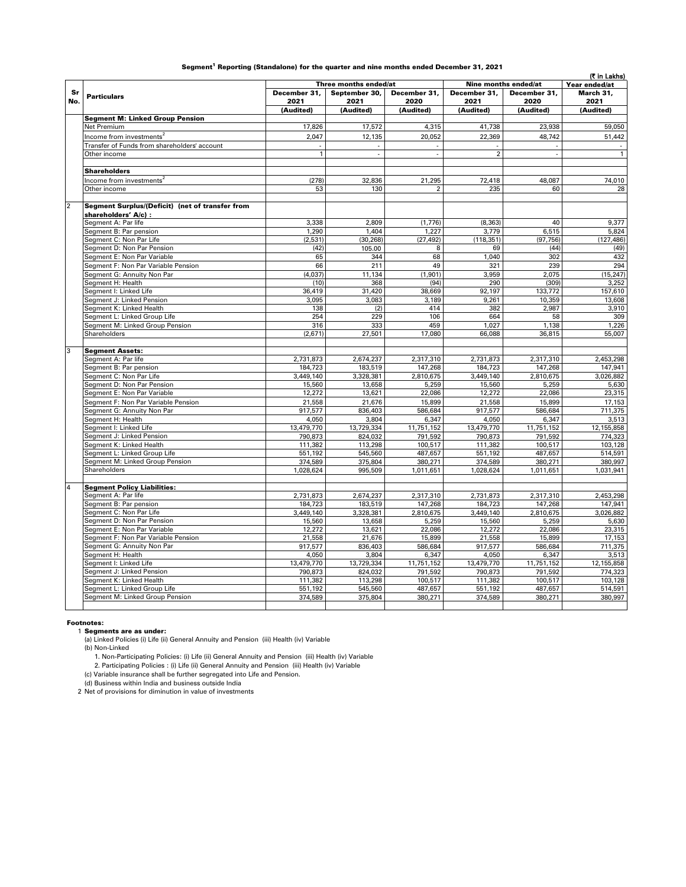# Segment[1] Reporting (Standalone) for the quarter and nine months ended December 31, 2021

(₹ in Lakhs)

| Sr No. | Particulars | Three months ended/at | | | Nine months ended/at | | Year ended/at |
|---|---|---|---|---|---|---|---|
| | | December 31, 2021 | September 30, 2021 | December 31, 2020 | December 31, 2021 | December 31, 2020 | March 31, 2021 |
| | | (Audited) | (Audited) | (Audited) | (Audited) | (Audited) | (Audited) |
| | **Segment M: Linked Group Pension** | | | | | | |
| | Net Premium | 17,826 | 17,572 | 4,315 | 41,738 | 23,938 | 59,050 |
| | Income from investments[2] | 2,047 | 12,135 | 20,052 | 22,369 | 48,742 | 51,442 |
| | Transfer of Funds from shareholders' account | - | - | - | - | - | - |
| | Other income | 1 | - | - | 2 | - | 1 |
| | | | | | | | |
| | **Shareholders** | | | | | | |
| | Income from investments[2] | (278) | 32,836 | 21,295 | 72,418 | 48,087 | 74,010 |
| | Other income | 53 | 130 | 2 | 235 | 60 | 28 |
| | | | | | | | |
| 2 | **Segment Surplus/(Deficit) (net of transfer from shareholders' A/c) :** | | | | | | |
| | Segment A: Par life | 3,338 | 2,809 | (1,776) | (8,363) | 40 | 9,377 |
| | Segment B: Par pension | 1,290 | 1,404 | 1,227 | 3,779 | 6,515 | 5,824 |
| | Segment C: Non Par Life | (2,531) | (30,268) | (27,492) | (118,351) | (97,756) | (127,486) |
| | Segment D: Non Par Pension | (42) | 105.00 | 8 | 69 | (44) | (49) |
| | Segment E: Non Par Variable | 65 | 344 | 68 | 1,040 | 302 | 432 |
| | Segment F: Non Par Variable Pension | 66 | 211 | 49 | 321 | 239 | 294 |
| | Segment G: Annuity Non Par | (4,037) | 11,134 | (1,901) | 3,959 | 2,075 | (15,247) |
| | Segment H: Health | (10) | 368 | (94) | 290 | (309) | 3,252 |
| | Segment I: Linked Life | 36,419 | 31,420 | 38,669 | 92,197 | 133,772 | 157,610 |
| | Segment J: Linked Pension | 3,095 | 3,083 | 3,189 | 9,261 | 10,359 | 13,608 |
| | Segment K: Linked Health | 138 | (2) | 414 | 382 | 2,987 | 3,910 |
| | Segment L: Linked Group Life | 254 | 229 | 106 | 664 | 58 | 309 |
| | Segment M: Linked Group Pension | 316 | 333 | 459 | 1,027 | 1,138 | 1,226 |
| | Shareholders | (2,671) | 27,501 | 17,080 | 66,088 | 36,815 | 55,007 |
| | | | | | | | |
| 3 | **Segment Assets:** | | | | | | |
| | Segment A: Par life | 2,731,873 | 2,674,237 | 2,317,310 | 2,731,873 | 2,317,310 | 2,453,298 |
| | Segment B: Par pension | 184,723 | 183,519 | 147,268 | 184,723 | 147,268 | 147,941 |
| | Segment C: Non Par Life | 3,449,140 | 3,328,381 | 2,810,675 | 3,449,140 | 2,810,675 | 3,026,882 |
| | Segment D: Non Par Pension | 15,560 | 13,658 | 5,259 | 15,560 | 5,259 | 5,630 |
| | Segment E: Non Par Variable | 12,272 | 13,621 | 22,086 | 12,272 | 22,086 | 23,315 |
| | Segment F: Non Par Variable Pension | 21,558 | 21,676 | 15,899 | 21,558 | 15,899 | 17,153 |
| | Segment G: Annuity Non Par | 917,577 | 836,403 | 586,684 | 917,577 | 586,684 | 711,375 |
| | Segment H: Health | 4,050 | 3,804 | 6,347 | 4,050 | 6,347 | 3,513 |
| | Segment I: Linked Life | 13,479,770 | 13,729,334 | 11,751,152 | 13,479,770 | 11,751,152 | 12,155,858 |
| | Segment J: Linked Pension | 790,873 | 824,032 | 791,592 | 790,873 | 791,592 | 774,323 |
| | Segment K: Linked Health | 111,382 | 113,298 | 100,517 | 111,382 | 100,517 | 103,128 |
| | Segment L: Linked Group Life | 551,192 | 545,560 | 487,657 | 551,192 | 487,657 | 514,591 |
| | Segment M: Linked Group Pension | 374,589 | 375,804 | 380,271 | 374,589 | 380,271 | 380,997 |
| | Shareholders | 1,028,624 | 995,509 | 1,011,651 | 1,028,624 | 1,011,651 | 1,031,941 |
| | | | | | | | |
| 4 | **Segment Policy Liabilities:** | | | | | | |
| | Segment A: Par life | 2,731,873 | 2,674,237 | 2,317,310 | 2,731,873 | 2,317,310 | 2,453,298 |
| | Segment B: Par pension | 184,723 | 183,519 | 147,268 | 184,723 | 147,268 | 147,941 |
| | Segment C: Non Par Life | 3,449,140 | 3,328,381 | 2,810,675 | 3,449,140 | 2,810,675 | 3,026,882 |
| | Segment D: Non Par Pension | 15,560 | 13,658 | 5,259 | 15,560 | 5,259 | 5,630 |
| | Segment E: Non Par Variable | 12,272 | 13,621 | 22,086 | 12,272 | 22,086 | 23,315 |
| | Segment F: Non Par Variable Pension | 21,558 | 21,676 | 15,899 | 21,558 | 15,899 | 17,153 |
| | Segment G: Annuity Non Par | 917,577 | 836,403 | 586,684 | 917,577 | 586,684 | 711,375 |
| | Segment H: Health | 4,050 | 3,804 | 6,347 | 4,050 | 6,347 | 3,513 |
| | Segment I: Linked Life | 13,479,770 | 13,729,334 | 11,751,152 | 13,479,770 | 11,751,152 | 12,155,858 |
| | Segment J: Linked Pension | 790,873 | 824,032 | 791,592 | 790,873 | 791,592 | 774,323 |
| | Segment K: Linked Health | 111,382 | 113,298 | 100,517 | 111,382 | 100,517 | 103,128 |
| | Segment L: Linked Group Life | 551,192 | 545,560 | 487,657 | 551,192 | 487,657 | 514,591 |
| | Segment M: Linked Group Pension | 374,589 | 375,804 | 380,271 | 374,589 | 380,271 | 380,997 |

**Footnotes:**

1 **Segments are as under:**

(a) Linked Policies (i) Life (ii) General Annuity and Pension (iii) Health (iv) Variable

(b) Non-Linked

1. Non-Participating Policies: (i) Life (ii) General Annuity and Pension (iii) Health (iv) Variable
2. Participating Policies : (i) Life (ii) General Annuity and Pension (iii) Health (iv) Variable

(c) Variable insurance shall be further segregated into Life and Pension.

(d) Business within India and business outside India

2 Net of provisions for diminution in value of investments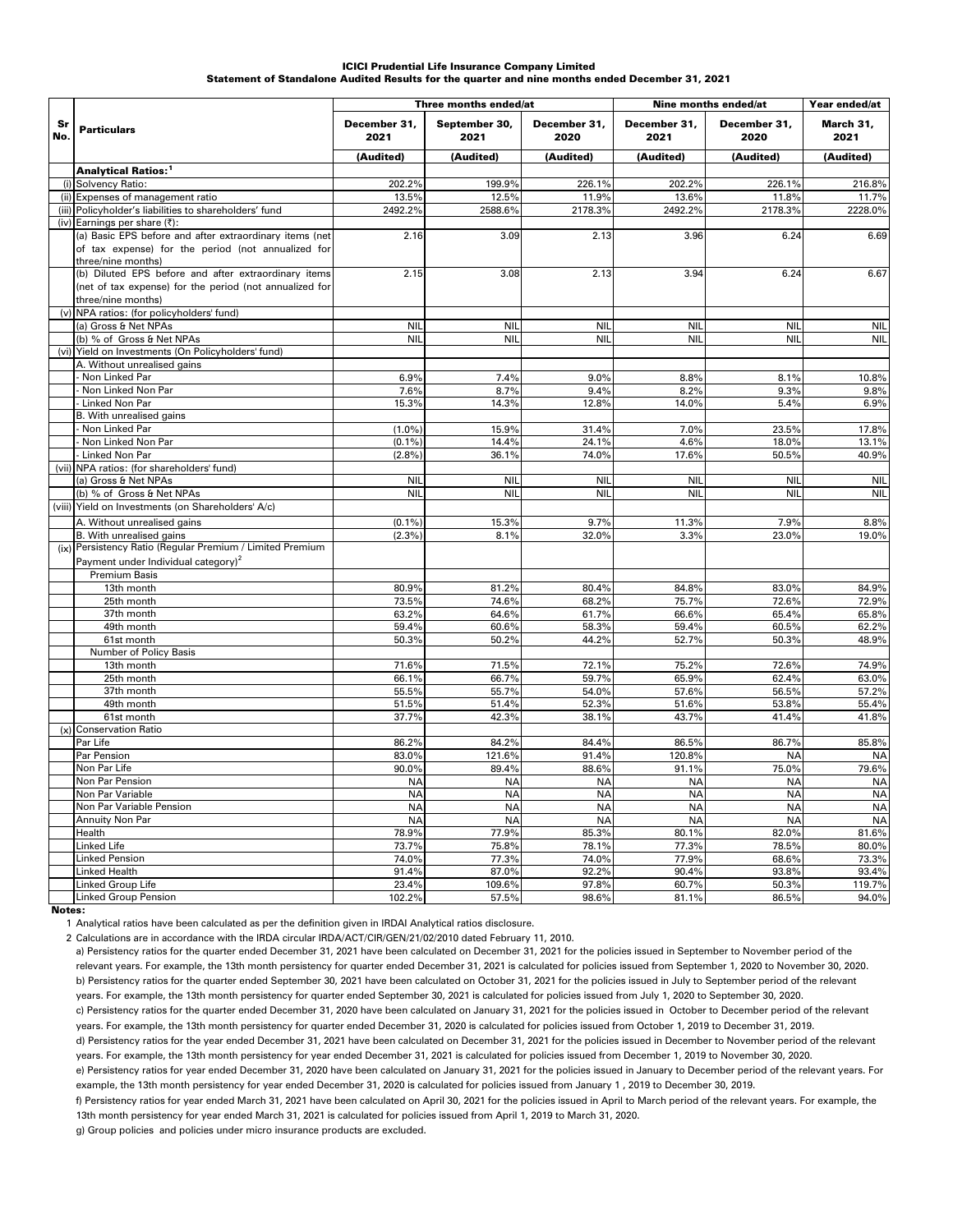**ICICI Prudential Life Insurance Company Limited**

**Statement of Standalone Audited Results for the quarter and nine months ended December 31, 2021**

| Sr No. | Particulars | Three months ended/at | | | Nine months ended/at | | Year ended/at |
|---|---|---|---|---|---|---|---|
| | | December 31, 2021 | September 30, 2021 | December 31, 2020 | December 31, 2021 | December 31, 2020 | March 31, 2021 |
| | | (Audited) | (Audited) | (Audited) | (Audited) | (Audited) | (Audited) |
| | **Analytical Ratios:**[1] | | | | | | |
| (i) | Solvency Ratio: | 202.2% | 199.9% | 226.1% | 202.2% | 226.1% | 216.8% |
| (ii) | Expenses of management ratio | 13.5% | 12.5% | 11.9% | 13.6% | 11.8% | 11.7% |
| (iii) | Policyholder's liabilities to shareholders' fund | 2492.2% | 2588.6% | 2178.3% | 2492.2% | 2178.3% | 2228.0% |
| (iv) | Earnings per share (₹): | | | | | | |
| | (a) Basic EPS before and after extraordinary items (net of tax expense) for the period (not annualized for three/nine months) | 2.16 | 3.09 | 2.13 | 3.96 | 6.24 | 6.69 |
| | (b) Diluted EPS before and after extraordinary items (net of tax expense) for the period (not annualized for three/nine months) | 2.15 | 3.08 | 2.13 | 3.94 | 6.24 | 6.67 |
| (v) | NPA ratios: (for policyholders' fund) | | | | | | |
| | (a) Gross & Net NPAs | NIL | NIL | NIL | NIL | NIL | NIL |
| | (b) % of Gross & Net NPAs | NIL | NIL | NIL | NIL | NIL | NIL |
| (vi) | Yield on Investments (On Policyholders' fund) | | | | | | |
| | A. Without unrealised gains | | | | | | |
| | - Non Linked Par | 6.9% | 7.4% | 9.0% | 8.8% | 8.1% | 10.8% |
| | - Non Linked Non Par | 7.6% | 8.7% | 9.4% | 8.2% | 9.3% | 9.8% |
| | - Linked Non Par | 15.3% | 14.3% | 12.8% | 14.0% | 5.4% | 6.9% |
| | B. With unrealised gains | | | | | | |
| | - Non Linked Par | (1.0%) | 15.9% | 31.4% | 7.0% | 23.5% | 17.8% |
| | - Non Linked Non Par | (0.1%) | 14.4% | 24.1% | 4.6% | 18.0% | 13.1% |
| | - Linked Non Par | (2.8%) | 36.1% | 74.0% | 17.6% | 50.5% | 40.9% |
| (vii) | NPA ratios: (for shareholders' fund) | | | | | | |
| | (a) Gross & Net NPAs | NIL | NIL | NIL | NIL | NIL | NIL |
| | (b) % of Gross & Net NPAs | NIL | NIL | NIL | NIL | NIL | NIL |
| (viii) | Yield on Investments (on Shareholders' A/c) | | | | | | |
| | A. Without unrealised gains | (0.1%) | 15.3% | 9.7% | 11.3% | 7.9% | 8.8% |
| | B. With unrealised gains | (2.3%) | 8.1% | 32.0% | 3.3% | 23.0% | 19.0% |
| (ix) | Persistency Ratio (Regular Premium / Limited Premium Payment under Individual category)[2] | | | | | | |
| | Premium Basis | | | | | | |
| | 13th month | 80.9% | 81.2% | 80.4% | 84.8% | 83.0% | 84.9% |
| | 25th month | 73.5% | 74.6% | 68.2% | 75.7% | 72.6% | 72.9% |
| | 37th month | 63.2% | 64.6% | 61.7% | 66.6% | 65.4% | 65.8% |
| | 49th month | 59.4% | 60.6% | 58.3% | 59.4% | 60.5% | 62.2% |
| | 61st month | 50.3% | 50.2% | 44.2% | 52.7% | 50.3% | 48.9% |
| | Number of Policy Basis | | | | | | |
| | 13th month | 71.6% | 71.5% | 72.1% | 75.2% | 72.6% | 74.9% |
| | 25th month | 66.1% | 66.7% | 59.7% | 65.9% | 62.4% | 63.0% |
| | 37th month | 55.5% | 55.7% | 54.0% | 57.6% | 56.5% | 57.2% |
| | 49th month | 51.5% | 51.4% | 52.3% | 51.6% | 53.8% | 55.4% |
| | 61st month | 37.7% | 42.3% | 38.1% | 43.7% | 41.4% | 41.8% |
| (x) | Conservation Ratio | | | | | | |
| | Par Life | 86.2% | 84.2% | 84.4% | 86.5% | 86.7% | 85.8% |
| | Par Pension | 83.0% | 121.6% | 91.4% | 120.8% | NA | NA |
| | Non Par Life | 90.0% | 89.4% | 88.6% | 91.1% | 75.0% | 79.6% |
| | Non Par Pension | NA | NA | NA | NA | NA | NA |
| | Non Par Variable | NA | NA | NA | NA | NA | NA |
| | Non Par Variable Pension | NA | NA | NA | NA | NA | NA |
| | Annuity Non Par | NA | NA | NA | NA | NA | NA |
| | Health | 78.9% | 77.9% | 85.3% | 80.1% | 82.0% | 81.6% |
| | Linked Life | 73.7% | 75.8% | 78.1% | 77.3% | 78.5% | 80.0% |
| | Linked Pension | 74.0% | 77.3% | 74.0% | 77.9% | 68.6% | 73.3% |
| | Linked Health | 91.4% | 87.0% | 92.2% | 90.4% | 93.8% | 93.4% |
| | Linked Group Life | 23.4% | 109.6% | 97.8% | 60.7% | 50.3% | 119.7% |
| | Linked Group Pension | 102.2% | 57.5% | 98.6% | 81.1% | 86.5% | 94.0% |

**Notes:**

1 Analytical ratios have been calculated as per the definition given in IRDAI Analytical ratios disclosure.

2 Calculations are in accordance with the IRDA circular IRDA/ACT/CIR/GEN/21/02/2010 dated February 11, 2010.

a) Persistency ratios for the quarter ended December 31, 2021 have been calculated on December 31, 2021 for the policies issued in September to November period of the relevant years. For example, the 13th month persistency for quarter ended December 31, 2021 is calculated for policies issued from September 1, 2020 to November 30, 2020.

b) Persistency ratios for the quarter ended September 30, 2021 have been calculated on October 31, 2021 for the policies issued in July to September period of the relevant years. For example, the 13th month persistency for quarter ended September 30, 2021 is calculated for policies issued from July 1, 2020 to September 30, 2020.

c) Persistency ratios for the quarter ended December 31, 2020 have been calculated on January 31, 2021 for the policies issued in October to December period of the relevant years. For example, the 13th month persistency for quarter ended December 31, 2020 is calculated for policies issued from October 1, 2019 to December 31, 2019.

d) Persistency ratios for the year ended December 31, 2021 have been calculated on December 31, 2021 for the policies issued in December to November period of the relevant years. For example, the 13th month persistency for year ended December 31, 2021 is calculated for policies issued from December 1, 2019 to November 30, 2020.

e) Persistency ratios for year ended December 31, 2020 have been calculated on January 31, 2021 for the policies issued in January to December period of the relevant years. For example, the 13th month persistency for year ended December 31, 2020 is calculated for policies issued from January 1 , 2019 to December 30, 2019.

f) Persistency ratios for year ended March 31, 2021 have been calculated on April 30, 2021 for the policies issued in April to March period of the relevant years. For example, the 13th month persistency for year ended March 31, 2021 is calculated for policies issued from April 1, 2019 to March 31, 2020.

g) Group policies and policies under micro insurance products are excluded.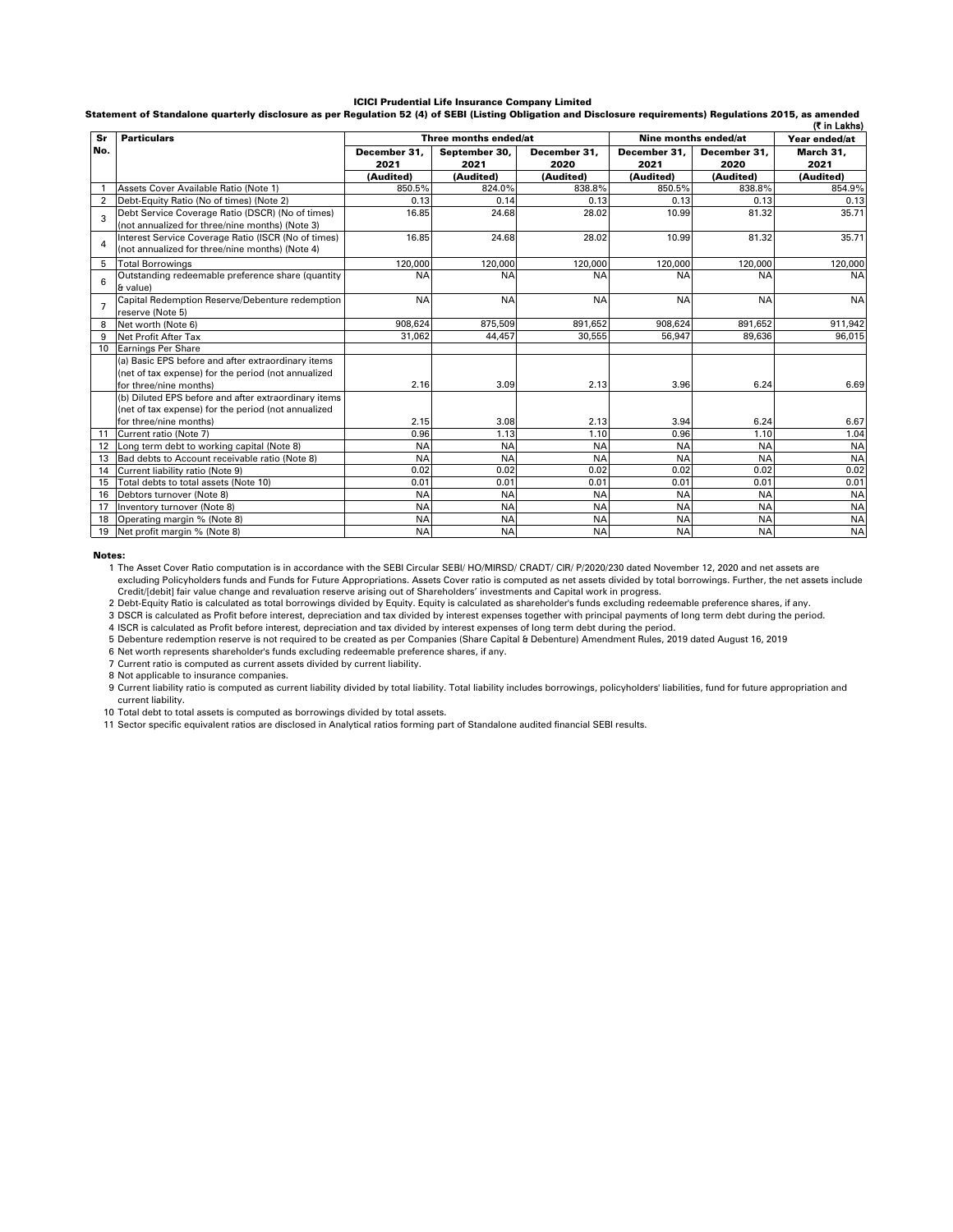**ICICI Prudential Life Insurance Company Limited**

**Statement of Standalone quarterly disclosure as per Regulation 52 (4) of SEBI (Listing Obligation and Disclosure requirements) Regulations 2015, as amended**

(₹ in Lakhs)

| Sr No. | Particulars | Three months ended/at | | | Nine months ended/at | | Year ended/at |
|---|---|---|---|---|---|---|---|
| | | December 31, 2021 | September 30, 2021 | December 31, 2020 | December 31, 2021 | December 31, 2020 | March 31, 2021 |
| | | (Audited) | (Audited) | (Audited) | (Audited) | (Audited) | (Audited) |
| 1 | Assets Cover Available Ratio (Note 1) | 850.5% | 824.0% | 838.8% | 850.5% | 838.8% | 854.9% |
| 2 | Debt-Equity Ratio (No of times) (Note 2) | 0.13 | 0.14 | 0.13 | 0.13 | 0.13 | 0.13 |
| 3 | Debt Service Coverage Ratio (DSCR) (No of times) (not annualized for three/nine months) (Note 3) | 16.85 | 24.68 | 28.02 | 10.99 | 81.32 | 35.71 |
| 4 | Interest Service Coverage Ratio (ISCR (No of times) (not annualized for three/nine months) (Note 4) | 16.85 | 24.68 | 28.02 | 10.99 | 81.32 | 35.71 |
| 5 | Total Borrowings | 120,000 | 120,000 | 120,000 | 120,000 | 120,000 | 120,000 |
| 6 | Outstanding redeemable preference share (quantity & value) | NA | NA | NA | NA | NA | NA |
| 7 | Capital Redemption Reserve/Debenture redemption reserve (Note 5) | NA | NA | NA | NA | NA | NA |
| 8 | Net worth (Note 6) | 908,624 | 875,509 | 891,652 | 908,624 | 891,652 | 911,942 |
| 9 | Net Profit After Tax | 31,062 | 44,457 | 30,555 | 56,947 | 89,636 | 96,015 |
| 10 | Earnings Per Share | | | | | | |
| | (a) Basic EPS before and after extraordinary items (net of tax expense) for the period (not annualized for three/nine months) | 2.16 | 3.09 | 2.13 | 3.96 | 6.24 | 6.69 |
| | (b) Diluted EPS before and after extraordinary items (net of tax expense) for the period (not annualized for three/nine months) | 2.15 | 3.08 | 2.13 | 3.94 | 6.24 | 6.67 |
| 11 | Current ratio (Note 7) | 0.96 | 1.13 | 1.10 | 0.96 | 1.10 | 1.04 |
| 12 | Long term debt to working capital (Note 8) | NA | NA | NA | NA | NA | NA |
| 13 | Bad debts to Account receivable ratio (Note 8) | NA | NA | NA | NA | NA | NA |
| 14 | Current liability ratio (Note 9) | 0.02 | 0.02 | 0.02 | 0.02 | 0.02 | 0.02 |
| 15 | Total debts to total assets (Note 10) | 0.01 | 0.01 | 0.01 | 0.01 | 0.01 | 0.01 |
| 16 | Debtors turnover (Note 8) | NA | NA | NA | NA | NA | NA |
| 17 | Inventory turnover (Note 8) | NA | NA | NA | NA | NA | NA |
| 18 | Operating margin % (Note 8) | NA | NA | NA | NA | NA | NA |
| 19 | Net profit margin % (Note 8) | NA | NA | NA | NA | NA | NA |

**Notes:**

1. The Asset Cover Ratio computation is in accordance with the SEBI Circular SEBI/ HO/MIRSD/ CRADT/ CIR/ P/2020/230 dated November 12, 2020 and net assets are excluding Policyholders funds and Funds for Future Appropriations. Assets Cover ratio is computed as net assets divided by total borrowings. Further, the net assets include Credit/[debit] fair value change and revaluation reserve arising out of Shareholders' investments and Capital work in progress.
2. Debt-Equity Ratio is calculated as total borrowings divided by Equity. Equity is calculated as shareholder's funds excluding redeemable preference shares, if any.
3. DSCR is calculated as Profit before interest, depreciation and tax divided by interest expenses together with principal payments of long term debt during the period.
4. ISCR is calculated as Profit before interest, depreciation and tax divided by interest expenses of long term debt during the period.
5. Debenture redemption reserve is not required to be created as per Companies (Share Capital & Debenture) Amendment Rules, 2019 dated August 16, 2019
6. Net worth represents shareholder's funds excluding redeemable preference shares, if any.
7. Current ratio is computed as current assets divided by current liability.
8. Not applicable to insurance companies.
9. Current liability ratio is computed as current liability divided by total liability. Total liability includes borrowings, policyholders' liabilities, fund for future appropriation and current liability.
10. Total debt to total assets is computed as borrowings divided by total assets.
11. Sector specific equivalent ratios are disclosed in Analytical ratios forming part of Standalone audited financial SEBI results.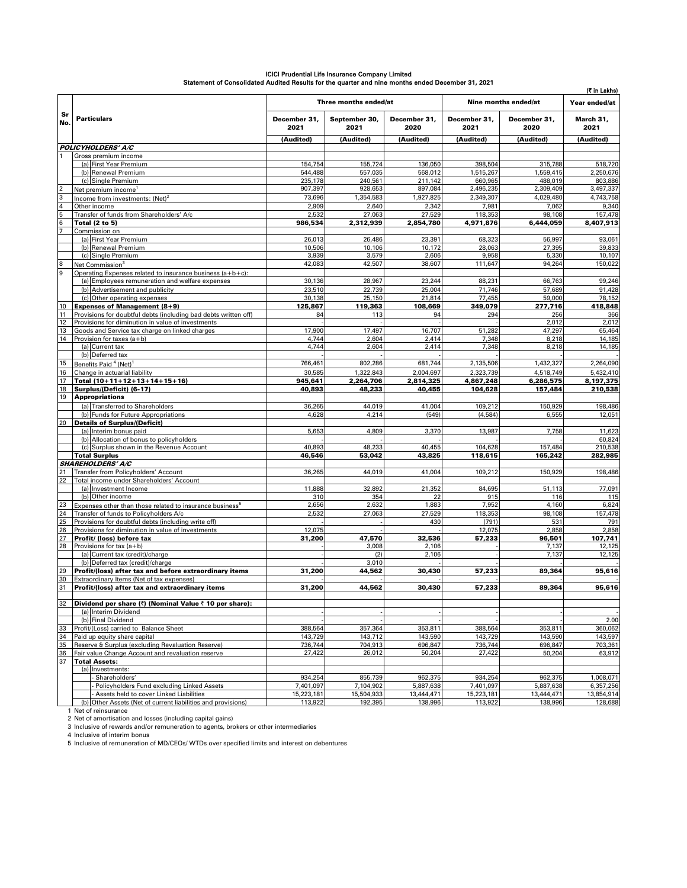# ICICI Prudential Life Insurance Company Limited

## Statement of Consolidated Audited Results for the quarter and nine months ended December 31, 2021

(₹ in Lakhs)

| Sr No. | Particulars | Three months ended/at | | | Nine months ended/at | | Year ended/at |
|---|---|---|---|---|---|---|---|
| | | December 31, 2021 | September 30, 2021 | December 31, 2020 | December 31, 2021 | December 31, 2020 | March 31, 2021 |
| | | (Audited) | (Audited) | (Audited) | (Audited) | (Audited) | (Audited) |
| | ***POLICYHOLDERS' A/C*** | | | | | | |
| 1 | Gross premium income | | | | | | |
| | (a) First Year Premium | 154,754 | 155,724 | 136,050 | 398,504 | 315,788 | 518,720 |
| | (b) Renewal Premium | 544,488 | 557,035 | 568,012 | 1,515,267 | 1,559,415 | 2,250,676 |
| | (c) Single Premium | 235,178 | 240,561 | 211,142 | 660,965 | 488,019 | 803,886 |
| 2 | Net premium income[1] | 907,397 | 928,653 | 897,084 | 2,496,235 | 2,309,409 | 3,497,337 |
| 3 | Income from investments: (Net)[2] | 73,696 | 1,354,583 | 1,927,825 | 2,349,307 | 4,029,480 | 4,743,758 |
| 4 | Other income | 2,909 | 2,640 | 2,342 | 7,981 | 7,062 | 9,340 |
| 5 | Transfer of funds from Shareholders' A/c | 2,532 | 27,063 | 27,529 | 118,353 | 98,108 | 157,478 |
| 6 | **Total (2 to 5)** | **986,534** | **2,312,939** | **2,854,780** | **4,971,876** | **6,444,059** | **8,407,913** |
| 7 | Commission on | | | | | | |
| | (a) First Year Premium | 26,013 | 26,486 | 23,391 | 68,323 | 56,997 | 93,061 |
| | (b) Renewal Premium | 10,506 | 10,106 | 10,172 | 28,063 | 27,395 | 39,833 |
| | (c) Single Premium | 3,939 | 3,579 | 2,606 | 9,958 | 5,330 | 10,107 |
| 8 | Net Commission[3] | 42,083 | 42,507 | 38,607 | 111,647 | 94,264 | 150,022 |
| 9 | Operating Expenses related to insurance business (a+b+c): | | | | | | |
| | (a) Employees remuneration and welfare expenses | 30,136 | 28,967 | 23,244 | 88,231 | 66,763 | 99,246 |
| | (b) Advertisement and publicity | 23,510 | 22,739 | 25,004 | 71,746 | 57,689 | 91,428 |
| | (c) Other operating expenses | 30,138 | 25,150 | 21,814 | 77,455 | 59,000 | 78,152 |
| 10 | **Expenses of Management (8+9)** | **125,867** | **119,363** | **108,669** | **349,079** | **277,716** | **418,848** |
| 11 | Provisions for doubtful debts (including bad debts written off) | 84 | 113 | 94 | 294 | 256 | 366 |
| 12 | Provisions for diminution in value of investments | - | - | - | - | 2,012 | 2,012 |
| 13 | Goods and Service tax charge on linked charges | 17,900 | 17,497 | 16,707 | 51,282 | 47,297 | 65,464 |
| 14 | Provision for taxes (a+b) | 4,744 | 2,604 | 2,414 | 7,348 | 8,218 | 14,185 |
| | (a) Current tax | 4,744 | 2,604 | 2,414 | 7,348 | 8,218 | 14,185 |
| | (b) Deferred tax | - | - | - | - | - | - |
| 15 | Benefits Paid [4] (Net)[1] | 766,461 | 802,286 | 681,744 | 2,135,506 | 1,432,327 | 2,264,090 |
| 16 | Change in actuarial liability | 30,585 | 1,322,843 | 2,004,697 | 2,323,739 | 4,518,749 | 5,432,410 |
| 17 | **Total (10+11+12+13+14+15+16)** | **945,641** | **2,264,706** | **2,814,325** | **4,867,248** | **6,286,575** | **8,197,375** |
| 18 | **Surplus/(Deficit) (6-17)** | **40,893** | **48,233** | **40,455** | **104,628** | **157,484** | **210,538** |
| 19 | **Appropriations** | | | | | | |
| | (a) Transferred to Shareholders | 36,265 | 44,019 | 41,004 | 109,212 | 150,929 | 198,486 |
| | (b) Funds for Future Appropriations | 4,628 | 4,214 | (549) | (4,584) | 6,555 | 12,051 |
| 20 | **Details of Surplus/(Deficit)** | | | | | | |
| | (a) Interim bonus paid | 5,653 | 4,809 | 3,370 | 13,987 | 7,758 | 11,623 |
| | (b) Allocation of bonus to policyholders | - | - | - | - | - | 60,824 |
| | (c) Surplus shown in the Revenue Account | 40,893 | 48,233 | 40,455 | 104,628 | 157,484 | 210,538 |
| | **Total Surplus** | **46,546** | **53,042** | **43,825** | **118,615** | **165,242** | **282,985** |
| | ***SHAREHOLDERS' A/C*** | | | | | | |
| 21 | Transfer from Policyholders' Account | 36,265 | 44,019 | 41,004 | 109,212 | 150,929 | 198,486 |
| 22 | Total income under Shareholders' Account | | | | | | |
| | (a) Investment Income | 11,888 | 32,892 | 21,352 | 84,695 | 51,113 | 77,091 |
| | (b) Other income | 310 | 354 | 22 | 915 | 116 | 115 |
| 23 | Expenses other than those related to insurance business[5] | 2,656 | 2,632 | 1,883 | 7,952 | 4,160 | 6,824 |
| 24 | Transfer of funds to Policyholders A/c | 2,532 | 27,063 | 27,529 | 118,353 | 98,108 | 157,478 |
| 25 | Provisions for doubtful debts (including write off) | - | - | 430 | (791) | 531 | 791 |
| 26 | Provisions for diminution in value of investments | 12,075 | - | - | 12,075 | 2,858 | 2,858 |
| 27 | **Profit/ (loss) before tax** | **31,200** | **47,570** | **32,536** | **57,233** | **96,501** | **107,741** |
| 28 | Provisions for tax (a+b) | - | 3,008 | 2,106 | - | 7,137 | 12,125 |
| | (a) Current tax (credit)/charge | - | (2) | 2,106 | - | 7,137 | 12,125 |
| | (b) Deferred tax (credit)/charge | - | 3,010 | - | - | - | - |
| 29 | **Profit/(loss) after tax and before extraordinary items** | **31,200** | **44,562** | **30,430** | **57,233** | **89,364** | **95,616** |
| 30 | Extraordinary Items (Net of tax expenses) | - | - | - | - | - | - |
| 31 | **Profit/(loss) after tax and extraordinary items** | **31,200** | **44,562** | **30,430** | **57,233** | **89,364** | **95,616** |
| 32 | **Dividend per share (₹) (Nominal Value ₹ 10 per share):** | | | | | | |
| | (a) Interim Dividend | - | - | - | - | - | - |
| | (b) Final Dividend | - | - | - | - | - | 2.00 |
| 33 | Profit/(Loss) carried to Balance Sheet | 388,564 | 357,364 | 353,811 | 388,564 | 353,811 | 360,062 |
| 34 | Paid up equity share capital | 143,729 | 143,712 | 143,590 | 143,729 | 143,590 | 143,597 |
| 35 | Reserve & Surplus (excluding Revaluation Reserve) | 736,744 | 704,913 | 696,847 | 736,744 | 696,847 | 703,361 |
| 36 | Fair value Change Account and revaluation reserve | 27,422 | 26,012 | 50,204 | 27,422 | 50,204 | 63,912 |
| 37 | **Total Assets:** | | | | | | |
| | (a) Investments: | | | | | | |
| | - Shareholders' | 934,254 | 855,739 | 962,375 | 934,254 | 962,375 | 1,008,071 |
| | - Policyholders Fund excluding Linked Assets | 7,401,097 | 7,104,902 | 5,887,638 | 7,401,097 | 5,887,638 | 6,357,256 |
| | - Assets held to cover Linked Liabilities | 15,223,181 | 15,504,933 | 13,444,471 | 15,223,181 | 13,444,471 | 13,854,914 |
| | (b) Other Assets (Net of current liabilities and provisions) | 113,922 | 192,395 | 138,996 | 113,922 | 138,996 | 128,688 |

1 Net of reinsurance

2 Net of amortisation and losses (including capital gains)

3 Inclusive of rewards and/or remuneration to agents, brokers or other intermediaries

4 Inclusive of interim bonus

5 Inclusive of remuneration of MD/CEOs/ WTDs over specified limits and interest on debentures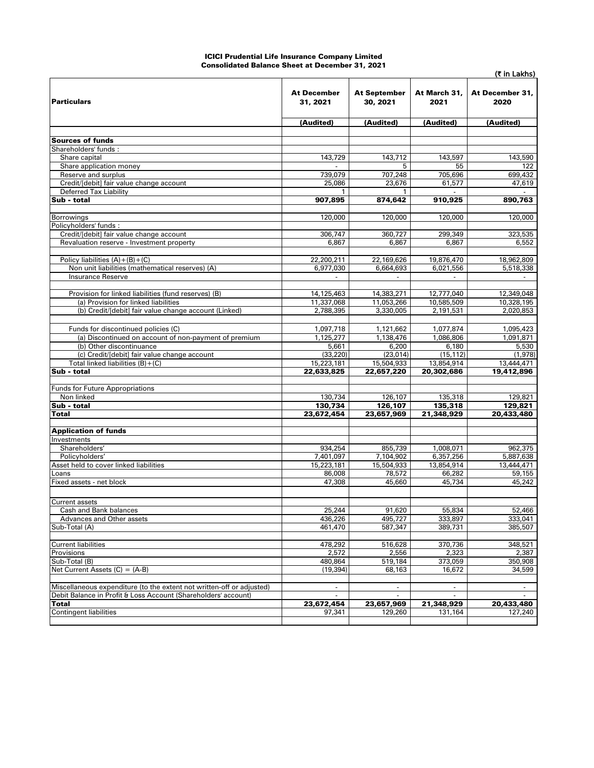# ICICI Prudential Life Insurance Company Limited
## Consolidated Balance Sheet at December 31, 2021

(₹ in Lakhs)

| Particulars | At December 31, 2021 | At September 30, 2021 | At March 31, 2021 | At December 31, 2020 |
|---|---|---|---|---|
| | (Audited) | (Audited) | (Audited) | (Audited) |
| **Sources of funds** | | | | |
| Shareholders' funds : | | | | |
| Share capital | 143,729 | 143,712 | 143,597 | 143,590 |
| Share application money | - | 5 | 55 | 122 |
| Reserve and surplus | 739,079 | 707,248 | 705,696 | 699,432 |
| Credit/[debit] fair value change account | 25,086 | 23,676 | 61,577 | 47,619 |
| Deferred Tax Liability | 1 | 1 | - | - |
| **Sub - total** | **907,895** | **874,642** | **910,925** | **890,763** |
| Borrowings | 120,000 | 120,000 | 120,000 | 120,000 |
| Policyholders' funds : | | | | |
| Credit/[debit] fair value change account | 306,747 | 360,727 | 299,349 | 323,535 |
| Revaluation reserve - Investment property | 6,867 | 6,867 | 6,867 | 6,552 |
| Policy liabilities (A)+(B)+(C) | 22,200,211 | 22,169,626 | 19,876,470 | 18,962,809 |
| Non unit liabilities (mathematical reserves) (A) | 6,977,030 | 6,664,693 | 6,021,556 | 5,518,338 |
| Insurance Reserve | - | - | - | - |
| Provision for linked liabilities (fund reserves) (B) | 14,125,463 | 14,383,271 | 12,777,040 | 12,349,048 |
| (a) Provision for linked liabilities | 11,337,068 | 11,053,266 | 10,585,509 | 10,328,195 |
| (b) Credit/[debit] fair value change account (Linked) | 2,788,395 | 3,330,005 | 2,191,531 | 2,020,853 |
| Funds for discontinued policies (C) | 1,097,718 | 1,121,662 | 1,077,874 | 1,095,423 |
| (a) Discontinued on account of non-payment of premium | 1,125,277 | 1,138,476 | 1,086,806 | 1,091,871 |
| (b) Other discontinuance | 5,661 | 6,200 | 6,180 | 5,530 |
| (c) Credit/[debit] fair value change account | (33,220) | (23,014) | (15,112) | (1,978) |
| Total linked liabilities (B)+(C) | 15,223,181 | 15,504,933 | 13,854,914 | 13,444,471 |
| **Sub - total** | **22,633,825** | **22,657,220** | **20,302,686** | **19,412,896** |
| Funds for Future Appropriations | | | | |
| Non linked | 130,734 | 126,107 | 135,318 | 129,821 |
| **Sub - total** | **130,734** | **126,107** | **135,318** | **129,821** |
| **Total** | **23,672,454** | **23,657,969** | **21,348,929** | **20,433,480** |
| **Application of funds** | | | | |
| Investments | | | | |
| Shareholders' | 934,254 | 855,739 | 1,008,071 | 962,375 |
| Policyholders' | 7,401,097 | 7,104,902 | 6,357,256 | 5,887,638 |
| Asset held to cover linked liabilities | 15,223,181 | 15,504,933 | 13,854,914 | 13,444,471 |
| Loans | 86,008 | 78,572 | 66,282 | 59,155 |
| Fixed assets - net block | 47,308 | 45,660 | 45,734 | 45,242 |
| Current assets | | | | |
| Cash and Bank balances | 25,244 | 91,620 | 55,834 | 52,466 |
| Advances and Other assets | 436,226 | 495,727 | 333,897 | 333,041 |
| Sub-Total (A) | 461,470 | 587,347 | 389,731 | 385,507 |
| Current liabilities | 478,292 | 516,628 | 370,736 | 348,521 |
| Provisions | 2,572 | 2,556 | 2,323 | 2,387 |
| Sub-Total (B) | 480,864 | 519,184 | 373,059 | 350,908 |
| Net Current Assets (C) = (A-B) | (19,394) | 68,163 | 16,672 | 34,599 |
| Miscellaneous expenditure (to the extent not written-off or adjusted) | - | - | - | - |
| Debit Balance in Profit & Loss Account (Shareholders' account) | - | - | - | - |
| **Total** | **23,672,454** | **23,657,969** | **21,348,929** | **20,433,480** |
| Contingent liabilities | 97,341 | 129,260 | 131,164 | 127,240 |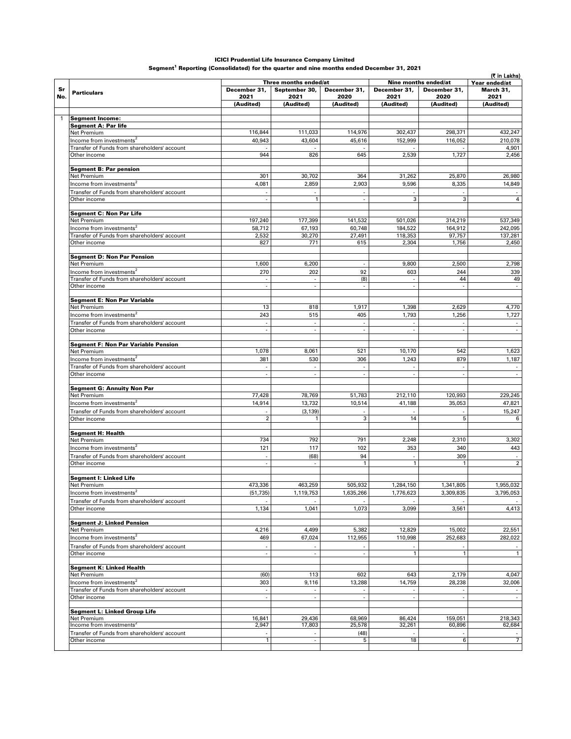**ICICI Prudential Life Insurance Company Limited**

**Segment[1] Reporting (Consolidated) for the quarter and nine months ended December 31, 2021**

(₹ in Lakhs)

| Sr No. | Particulars | Three months ended/at | | | Nine months ended/at | | Year ended/at |
|---|---|---|---|---|---|---|---|
| | | December 31, 2021 | September 30, 2021 | December 31, 2020 | December 31, 2021 | December 31, 2020 | March 31, 2021 |
| | | (Audited) | (Audited) | (Audited) | (Audited) | (Audited) | (Audited) |
| 1 | **Segment Income:** | | | | | | |
| | **Segment A: Par life** | | | | | | |
| | Net Premium | 116,844 | 111,033 | 114,976 | 302,437 | 298,371 | 432,247 |
| | Income from investments[2] | 40,943 | 43,604 | 45,616 | 152,999 | 116,052 | 210,078 |
| | Transfer of Funds from shareholders' account | - | - | - | - | - | 4,901 |
| | Other income | 944 | 826 | 645 | 2,539 | 1,727 | 2,456 |
| | **Segment B: Par pension** | | | | | | |
| | Net Premium | 301 | 30,702 | 364 | 31,262 | 25,870 | 26,980 |
| | Income from investments[2] | 4,081 | 2,859 | 2,903 | 9,596 | 8,335 | 14,849 |
| | Transfer of Funds from shareholders' account | - | - | - | - | - | - |
| | Other income | - | 1 | - | 3 | 3 | 4 |
| | **Segment C: Non Par Life** | | | | | | |
| | Net Premium | 197,240 | 177,399 | 141,532 | 501,026 | 314,219 | 537,349 |
| | Income from investments[2] | 58,712 | 67,193 | 60,748 | 184,522 | 164,912 | 242,095 |
| | Transfer of Funds from shareholders' account | 2,532 | 30,270 | 27,491 | 118,353 | 97,757 | 137,281 |
| | Other income | 827 | 771 | 615 | 2,304 | 1,756 | 2,450 |
| | **Segment D: Non Par Pension** | | | | | | |
| | Net Premium | 1,600 | 6,200 | - | 9,800 | 2,500 | 2,798 |
| | Income from investments[2] | 270 | 202 | 92 | 603 | 244 | 339 |
| | Transfer of Funds from shareholders' account | - | - | (8) | - | 44 | 49 |
| | Other income | - | - | - | - | - | - |
| | **Segment E: Non Par Variable** | | | | | | |
| | Net Premium | 13 | 818 | 1,917 | 1,398 | 2,629 | 4,770 |
| | Income from investments[2] | 243 | 515 | 405 | 1,793 | 1,256 | 1,727 |
| | Transfer of Funds from shareholders' account | - | - | - | - | - | - |
| | Other income | - | - | - | - | - | - |
| | **Segment F: Non Par Variable Pension** | | | | | | |
| | Net Premium | 1,078 | 8,061 | 521 | 10,170 | 542 | 1,623 |
| | Income from investments[2] | 381 | 530 | 306 | 1,243 | 879 | 1,187 |
| | Transfer of Funds from shareholders' account | - | - | - | - | - | - |
| | Other income | - | - | - | - | - | - |
| | **Segment G: Annuity Non Par** | | | | | | |
| | Net Premium | 77,428 | 78,769 | 51,783 | 212,110 | 120,993 | 229,245 |
| | Income from investments[2] | 14,914 | 13,732 | 10,514 | 41,188 | 35,053 | 47,821 |
| | Transfer of Funds from shareholders' account | - | (3,139) | - | - | - | 15,247 |
| | Other income | 2 | 1 | 3 | 14 | 5 | 6 |
| | **Segment H: Health** | | | | | | |
| | Net Premium | 734 | 792 | 791 | 2,248 | 2,310 | 3,302 |
| | Income from investments[2] | 121 | 117 | 102 | 353 | 340 | 443 |
| | Transfer of Funds from shareholders' account | - | (68) | 94 | - | 309 | - |
| | Other income | - | - | 1 | 1 | 1 | 2 |
| | **Segment I: Linked Life** | | | | | | |
| | Net Premium | 473,336 | 463,259 | 505,932 | 1,284,150 | 1,341,805 | 1,955,032 |
| | Income from investments[2] | (51,735) | 1,119,753 | 1,635,266 | 1,776,623 | 3,309,835 | 3,795,053 |
| | Transfer of Funds from shareholders' account | - | - | - | - | - | - |
| | Other income | 1,134 | 1,041 | 1,073 | 3,099 | 3,561 | 4,413 |
| | **Segment J: Linked Pension** | | | | | | |
| | Net Premium | 4,216 | 4,499 | 5,382 | 12,829 | 15,002 | 22,551 |
| | Income from investments[2] | 469 | 67,024 | 112,955 | 110,998 | 252,683 | 282,022 |
| | Transfer of Funds from shareholders' account | - | - | - | - | - | - |
| | Other income | - | - | - | 1 | 1 | 1 |
| | **Segment K: Linked Health** | | | | | | |
| | Net Premium | (60) | 113 | 602 | 643 | 2,179 | 4,047 |
| | Income from investments[2] | 303 | 9,116 | 13,288 | 14,759 | 28,238 | 32,006 |
| | Transfer of Funds from shareholders' account | - | - | - | - | - | - |
| | Other income | - | - | - | - | - | - |
| | **Segment L: Linked Group Life** | | | | | | |
| | Net Premium | 16,841 | 29,436 | 68,969 | 86,424 | 159,051 | 218,343 |
| | Income from investments[2] | 2,947 | 17,803 | 25,578 | 32,261 | 60,896 | 62,684 |
| | Transfer of Funds from shareholders' account | - | - | (48) | - | - | - |
| | Other income | 1 | - | 5 | 18 | 6 | 7 |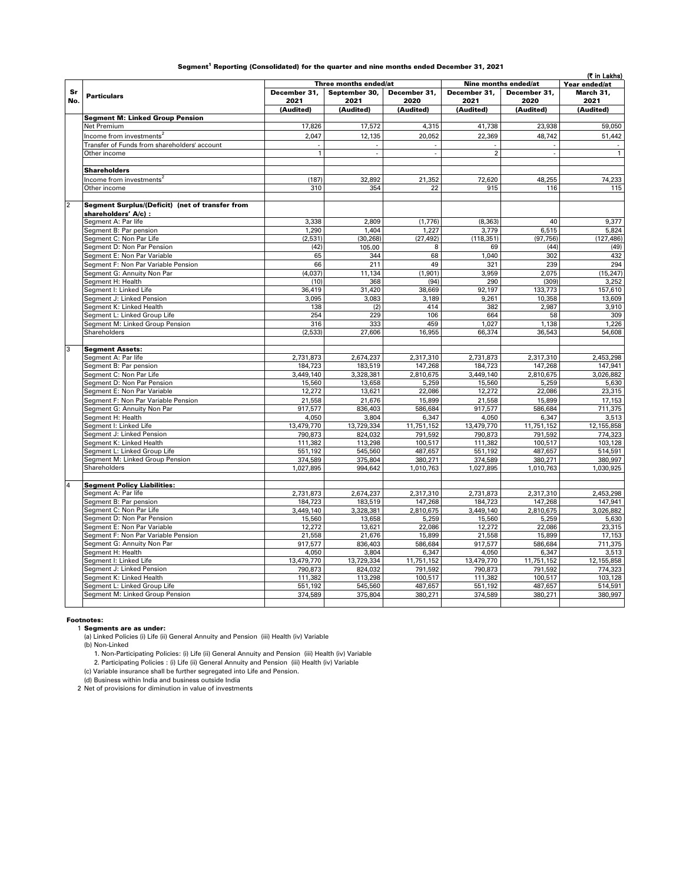# Segment[1] Reporting (Consolidated) for the quarter and nine months ended December 31, 2021

(₹ in Lakhs)

| Sr No. | Particulars | Three months ended/at | | | Nine months ended/at | | Year ended/at |
|---|---|---|---|---|---|---|---|
| | | December 31, 2021 | September 30, 2021 | December 31, 2020 | December 31, 2021 | December 31, 2020 | March 31, 2021 |
| | | (Audited) | (Audited) | (Audited) | (Audited) | (Audited) | (Audited) |
| | **Segment M: Linked Group Pension** | | | | | | |
| | Net Premium | 17,826 | 17,572 | 4,315 | 41,738 | 23,938 | 59,050 |
| | Income from investments[2] | 2,047 | 12,135 | 20,052 | 22,369 | 48,742 | 51,442 |
| | Transfer of Funds from shareholders' account | - | - | - | - | - | - |
| | Other income | 1 | - | - | 2 | - | 1 |
| | | | | | | | |
| | **Shareholders** | | | | | | |
| | Income from investments[2] | (187) | 32,892 | 21,352 | 72,620 | 48,255 | 74,233 |
| | Other income | 310 | 354 | 22 | 915 | 116 | 115 |
| | | | | | | | |
| 2 | **Segment Surplus/(Deficit) (net of transfer from shareholders' A/c) :** | | | | | | |
| | Segment A: Par life | 3,338 | 2,809 | (1,776) | (8,363) | 40 | 9,377 |
| | Segment B: Par pension | 1,290 | 1,404 | 1,227 | 3,779 | 6,515 | 5,824 |
| | Segment C: Non Par Life | (2,531) | (30,268) | (27,492) | (118,351) | (97,756) | (127,486) |
| | Segment D: Non Par Pension | (42) | 105.00 | 8 | 69 | (44) | (49) |
| | Segment E: Non Par Variable | 65 | 344 | 68 | 1,040 | 302 | 432 |
| | Segment F: Non Par Variable Pension | 66 | 211 | 49 | 321 | 239 | 294 |
| | Segment G: Annuity Non Par | (4,037) | 11,134 | (1,901) | 3,959 | 2,075 | (15,247) |
| | Segment H: Health | (10) | 368 | (94) | 290 | (309) | 3,252 |
| | Segment I: Linked Life | 36,419 | 31,420 | 38,669 | 92,197 | 133,773 | 157,610 |
| | Segment J: Linked Pension | 3,095 | 3,083 | 3,189 | 9,261 | 10,358 | 13,609 |
| | Segment K: Linked Health | 138 | (2) | 414 | 382 | 2,987 | 3,910 |
| | Segment L: Linked Group Life | 254 | 229 | 106 | 664 | 58 | 309 |
| | Segment M: Linked Group Pension | 316 | 333 | 459 | 1,027 | 1,138 | 1,226 |
| | Shareholders | (2,533) | 27,606 | 16,955 | 66,374 | 36,543 | 54,608 |
| | | | | | | | |
| 3 | **Segment Assets:** | | | | | | |
| | Segment A: Par life | 2,731,873 | 2,674,237 | 2,317,310 | 2,731,873 | 2,317,310 | 2,453,298 |
| | Segment B: Par pension | 184,723 | 183,519 | 147,268 | 184,723 | 147,268 | 147,941 |
| | Segment C: Non Par Life | 3,449,140 | 3,328,381 | 2,810,675 | 3,449,140 | 2,810,675 | 3,026,882 |
| | Segment D: Non Par Pension | 15,560 | 13,658 | 5,259 | 15,560 | 5,259 | 5,630 |
| | Segment E: Non Par Variable | 12,272 | 13,621 | 22,086 | 12,272 | 22,086 | 23,315 |
| | Segment F: Non Par Variable Pension | 21,558 | 21,676 | 15,899 | 21,558 | 15,899 | 17,153 |
| | Segment G: Annuity Non Par | 917,577 | 836,403 | 586,684 | 917,577 | 586,684 | 711,375 |
| | Segment H: Health | 4,050 | 3,804 | 6,347 | 4,050 | 6,347 | 3,513 |
| | Segment I: Linked Life | 13,479,770 | 13,729,334 | 11,751,152 | 13,479,770 | 11,751,152 | 12,155,858 |
| | Segment J: Linked Pension | 790,873 | 824,032 | 791,592 | 790,873 | 791,592 | 774,323 |
| | Segment K: Linked Health | 111,382 | 113,298 | 100,517 | 111,382 | 100,517 | 103,128 |
| | Segment L: Linked Group Life | 551,192 | 545,560 | 487,657 | 551,192 | 487,657 | 514,591 |
| | Segment M: Linked Group Pension | 374,589 | 375,804 | 380,271 | 374,589 | 380,271 | 380,997 |
| | Shareholders | 1,027,895 | 994,642 | 1,010,763 | 1,027,895 | 1,010,763 | 1,030,925 |
| | | | | | | | |
| 4 | **Segment Policy Liabilities:** | | | | | | |
| | Segment A: Par life | 2,731,873 | 2,674,237 | 2,317,310 | 2,731,873 | 2,317,310 | 2,453,298 |
| | Segment B: Par pension | 184,723 | 183,519 | 147,268 | 184,723 | 147,268 | 147,941 |
| | Segment C: Non Par Life | 3,449,140 | 3,328,381 | 2,810,675 | 3,449,140 | 2,810,675 | 3,026,882 |
| | Segment D: Non Par Pension | 15,560 | 13,658 | 5,259 | 15,560 | 5,259 | 5,630 |
| | Segment E: Non Par Variable | 12,272 | 13,621 | 22,086 | 12,272 | 22,086 | 23,315 |
| | Segment F: Non Par Variable Pension | 21,558 | 21,676 | 15,899 | 21,558 | 15,899 | 17,153 |
| | Segment G: Annuity Non Par | 917,577 | 836,403 | 586,684 | 917,577 | 586,684 | 711,375 |
| | Segment H: Health | 4,050 | 3,804 | 6,347 | 4,050 | 6,347 | 3,513 |
| | Segment I: Linked Life | 13,479,770 | 13,729,334 | 11,751,152 | 13,479,770 | 11,751,152 | 12,155,858 |
| | Segment J: Linked Pension | 790,873 | 824,032 | 791,592 | 790,873 | 791,592 | 774,323 |
| | Segment K: Linked Health | 111,382 | 113,298 | 100,517 | 111,382 | 100,517 | 103,128 |
| | Segment L: Linked Group Life | 551,192 | 545,560 | 487,657 | 551,192 | 487,657 | 514,591 |
| | Segment M: Linked Group Pension | 374,589 | 375,804 | 380,271 | 374,589 | 380,271 | 380,997 |

**Footnotes:**

1 **Segments are as under:**

(a) Linked Policies (i) Life (ii) General Annuity and Pension (iii) Health (iv) Variable

(b) Non-Linked

1. Non-Participating Policies: (i) Life (ii) General Annuity and Pension (iii) Health (iv) Variable
2. Participating Policies : (i) Life (ii) General Annuity and Pension (iii) Health (iv) Variable

(c) Variable insurance shall be further segregated into Life and Pension.

(d) Business within India and business outside India

2 Net of provisions for diminution in value of investments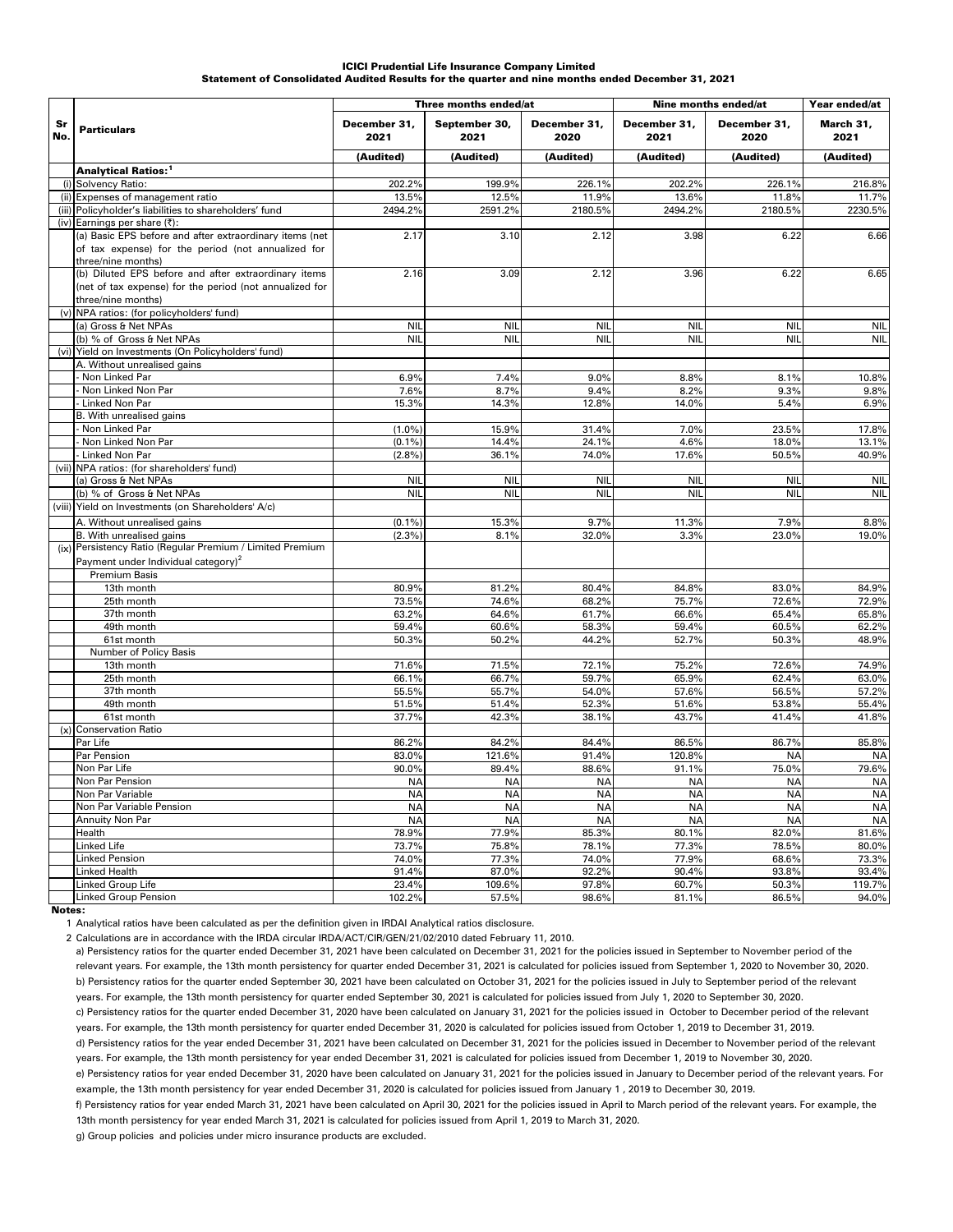**ICICI Prudential Life Insurance Company Limited**
**Statement of Consolidated Audited Results for the quarter and nine months ended December 31, 2021**

| Sr No. | Particulars | Three months ended/at | | | Nine months ended/at | | Year ended/at |
|---|---|---|---|---|---|---|---|
| | | December 31, 2021 | September 30, 2021 | December 31, 2020 | December 31, 2021 | December 31, 2020 | March 31, 2021 |
| | | (Audited) | (Audited) | (Audited) | (Audited) | (Audited) | (Audited) |
| | **Analytical Ratios:[1]** | | | | | | |
| (i) | Solvency Ratio: | 202.2% | 199.9% | 226.1% | 202.2% | 226.1% | 216.8% |
| (ii) | Expenses of management ratio | 13.5% | 12.5% | 11.9% | 13.6% | 11.8% | 11.7% |
| (iii) | Policyholder's liabilities to shareholders' fund | 2494.2% | 2591.2% | 2180.5% | 2494.2% | 2180.5% | 2230.5% |
| (iv) | Earnings per share (₹): | | | | | | |
| | (a) Basic EPS before and after extraordinary items (net of tax expense) for the period (not annualized for three/nine months) | 2.17 | 3.10 | 2.12 | 3.98 | 6.22 | 6.66 |
| | (b) Diluted EPS before and after extraordinary items (net of tax expense) for the period (not annualized for three/nine months) | 2.16 | 3.09 | 2.12 | 3.96 | 6.22 | 6.65 |
| (v) | NPA ratios: (for policyholders' fund) | | | | | | |
| | (a) Gross & Net NPAs | NIL | NIL | NIL | NIL | NIL | NIL |
| | (b) % of Gross & Net NPAs | NIL | NIL | NIL | NIL | NIL | NIL |
| (vi) | Yield on Investments (On Policyholders' fund) | | | | | | |
| | A. Without unrealised gains | | | | | | |
| | - Non Linked Par | 6.9% | 7.4% | 9.0% | 8.8% | 8.1% | 10.8% |
| | - Non Linked Non Par | 7.6% | 8.7% | 9.4% | 8.2% | 9.3% | 9.8% |
| | - Linked Non Par | 15.3% | 14.3% | 12.8% | 14.0% | 5.4% | 6.9% |
| | B. With unrealised gains | | | | | | |
| | - Non Linked Par | (1.0%) | 15.9% | 31.4% | 7.0% | 23.5% | 17.8% |
| | - Non Linked Non Par | (0.1%) | 14.4% | 24.1% | 4.6% | 18.0% | 13.1% |
| | - Linked Non Par | (2.8%) | 36.1% | 74.0% | 17.6% | 50.5% | 40.9% |
| (vii) | NPA ratios: (for shareholders' fund) | | | | | | |
| | (a) Gross & Net NPAs | NIL | NIL | NIL | NIL | NIL | NIL |
| | (b) % of Gross & Net NPAs | NIL | NIL | NIL | NIL | NIL | NIL |
| (viii) | Yield on Investments (on Shareholders' A/c) | | | | | | |
| | A. Without unrealised gains | (0.1%) | 15.3% | 9.7% | 11.3% | 7.9% | 8.8% |
| | B. With unrealised gains | (2.3%) | 8.1% | 32.0% | 3.3% | 23.0% | 19.0% |
| (ix) | Persistency Ratio (Regular Premium / Limited Premium Payment under Individual category)[2] | | | | | | |
| | Premium Basis | | | | | | |
| | 13th month | 80.9% | 81.2% | 80.4% | 84.8% | 83.0% | 84.9% |
| | 25th month | 73.5% | 74.6% | 68.2% | 75.7% | 72.6% | 72.9% |
| | 37th month | 63.2% | 64.6% | 61.7% | 66.6% | 65.4% | 65.8% |
| | 49th month | 59.4% | 60.6% | 58.3% | 59.4% | 60.5% | 62.2% |
| | 61st month | 50.3% | 50.2% | 44.2% | 52.7% | 50.3% | 48.9% |
| | Number of Policy Basis | | | | | | |
| | 13th month | 71.6% | 71.5% | 72.1% | 75.2% | 72.6% | 74.9% |
| | 25th month | 66.1% | 66.7% | 59.7% | 65.9% | 62.4% | 63.0% |
| | 37th month | 55.5% | 55.7% | 54.0% | 57.6% | 56.5% | 57.2% |
| | 49th month | 51.5% | 51.4% | 52.3% | 51.6% | 53.8% | 55.4% |
| | 61st month | 37.7% | 42.3% | 38.1% | 43.7% | 41.4% | 41.8% |
| (x) | Conservation Ratio | | | | | | |
| | Par Life | 86.2% | 84.2% | 84.4% | 86.5% | 86.7% | 85.8% |
| | Par Pension | 83.0% | 121.6% | 91.4% | 120.8% | NA | NA |
| | Non Par Life | 90.0% | 89.4% | 88.6% | 91.1% | 75.0% | 79.6% |
| | Non Par Pension | NA | NA | NA | NA | NA | NA |
| | Non Par Variable | NA | NA | NA | NA | NA | NA |
| | Non Par Variable Pension | NA | NA | NA | NA | NA | NA |
| | Annuity Non Par | NA | NA | NA | NA | NA | NA |
| | Health | 78.9% | 77.9% | 85.3% | 80.1% | 82.0% | 81.6% |
| | Linked Life | 73.7% | 75.8% | 78.1% | 77.3% | 78.5% | 80.0% |
| | Linked Pension | 74.0% | 77.3% | 74.0% | 77.9% | 68.6% | 73.3% |
| | Linked Health | 91.4% | 87.0% | 92.2% | 90.4% | 93.8% | 93.4% |
| | Linked Group Life | 23.4% | 109.6% | 97.8% | 60.7% | 50.3% | 119.7% |
| | Linked Group Pension | 102.2% | 57.5% | 98.6% | 81.1% | 86.5% | 94.0% |

**Notes:**

1 Analytical ratios have been calculated as per the definition given in IRDAI Analytical ratios disclosure.

2 Calculations are in accordance with the IRDA circular IRDA/ACT/CIR/GEN/21/02/2010 dated February 11, 2010.

a) Persistency ratios for the quarter ended December 31, 2021 have been calculated on December 31, 2021 for the policies issued in September to November period of the relevant years. For example, the 13th month persistency for quarter ended December 31, 2021 is calculated for policies issued from September 1, 2020 to November 30, 2020.

b) Persistency ratios for the quarter ended September 30, 2021 have been calculated on October 31, 2021 for the policies issued in July to September period of the relevant years. For example, the 13th month persistency for quarter ended September 30, 2021 is calculated for policies issued from July 1, 2020 to September 30, 2020.

c) Persistency ratios for the quarter ended December 31, 2020 have been calculated on January 31, 2021 for the policies issued in October to December period of the relevant years. For example, the 13th month persistency for quarter ended December 31, 2020 is calculated for policies issued from October 1, 2019 to December 31, 2019.

d) Persistency ratios for the year ended December 31, 2021 have been calculated on December 31, 2021 for the policies issued in December to November period of the relevant years. For example, the 13th month persistency for year ended December 31, 2021 is calculated for policies issued from December 1, 2019 to November 30, 2020.

e) Persistency ratios for year ended December 31, 2020 have been calculated on January 31, 2021 for the policies issued in January to December period of the relevant years. For example, the 13th month persistency for year ended December 31, 2020 is calculated for policies issued from January 1 , 2019 to December 30, 2019.

f) Persistency ratios for year ended March 31, 2021 have been calculated on April 30, 2021 for the policies issued in April to March period of the relevant years. For example, the 13th month persistency for year ended March 31, 2021 is calculated for policies issued from April 1, 2019 to March 31, 2020.

g) Group policies and policies under micro insurance products are excluded.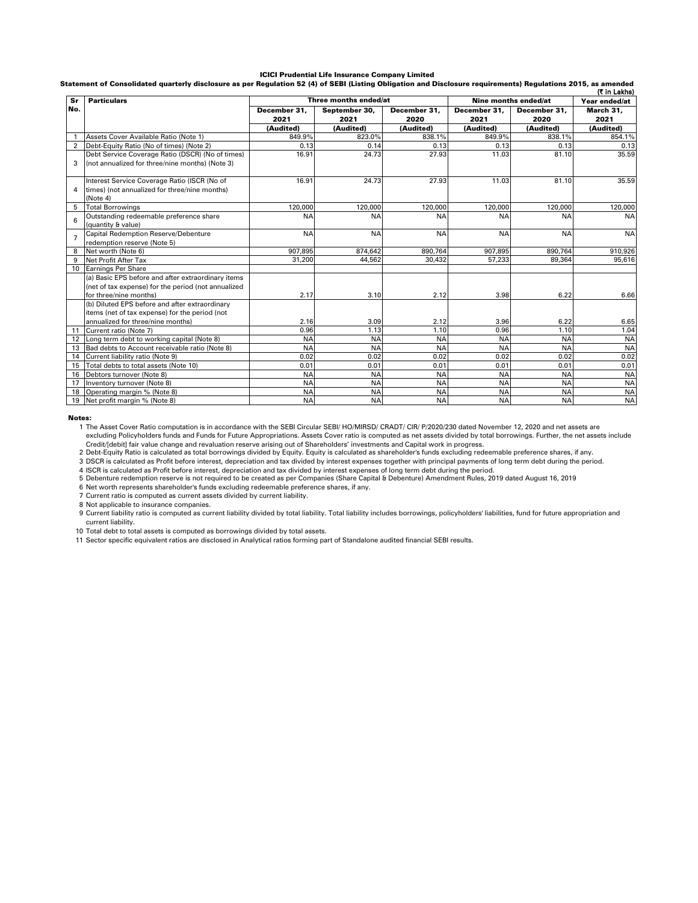**ICICI Prudential Life Insurance Company Limited**

**Statement of Consolidated quarterly disclosure as per Regulation 52 (4) of SEBI (Listing Obligation and Disclosure requirements) Regulations 2015, as amended**

(₹ in Lakhs)

| Sr No. | Particulars | Three months ended/at | | | Nine months ended/at | | Year ended/at |
|---|---|---|---|---|---|---|---|
| | | December 31, 2021 | September 30, 2021 | December 31, 2020 | December 31, 2021 | December 31, 2020 | March 31, 2021 |
| | | (Audited) | (Audited) | (Audited) | (Audited) | (Audited) | (Audited) |
| 1 | Assets Cover Available Ratio (Note 1) | 849.9% | 823.0% | 838.1% | 849.9% | 838.1% | 854.1% |
| 2 | Debt-Equity Ratio (No of times) (Note 2) | 0.13 | 0.14 | 0.13 | 0.13 | 0.13 | 0.13 |
| 3 | Debt Service Coverage Ratio (DSCR) (No of times) (not annualized for three/nine months) (Note 3) | 16.91 | 24.73 | 27.93 | 11.03 | 81.10 | 35.59 |
| 4 | Interest Service Coverage Ratio (ISCR (No of times) (not annualized for three/nine months) (Note 4) | 16.91 | 24.73 | 27.93 | 11.03 | 81.10 | 35.59 |
| 5 | Total Borrowings | 120,000 | 120,000 | 120,000 | 120,000 | 120,000 | 120,000 |
| 6 | Outstanding redeemable preference share (quantity & value) | NA | NA | NA | NA | NA | NA |
| 7 | Capital Redemption Reserve/Debenture redemption reserve (Note 5) | NA | NA | NA | NA | NA | NA |
| 8 | Net worth (Note 6) | 907,895 | 874,642 | 890,764 | 907,895 | 890,764 | 910,926 |
| 9 | Net Profit After Tax | 31,200 | 44,562 | 30,432 | 57,233 | 89,364 | 95,616 |
| 10 | Earnings Per Share | | | | | | |
| | (a) Basic EPS before and after extraordinary items (net of tax expense) for the period (not annualized for three/nine months) | 2.17 | 3.10 | 2.12 | 3.98 | 6.22 | 6.66 |
| | (b) Diluted EPS before and after extraordinary items (net of tax expense) for the period (not annualized for three/nine months) | 2.16 | 3.09 | 2.12 | 3.96 | 6.22 | 6.65 |
| 11 | Current ratio (Note 7) | 0.96 | 1.13 | 1.10 | 0.96 | 1.10 | 1.04 |
| 12 | Long term debt to working capital (Note 8) | NA | NA | NA | NA | NA | NA |
| 13 | Bad debts to Account receivable ratio (Note 8) | NA | NA | NA | NA | NA | NA |
| 14 | Current liability ratio (Note 9) | 0.02 | 0.02 | 0.02 | 0.02 | 0.02 | 0.02 |
| 15 | Total debts to total assets (Note 10) | 0.01 | 0.01 | 0.01 | 0.01 | 0.01 | 0.01 |
| 16 | Debtors turnover (Note 8) | NA | NA | NA | NA | NA | NA |
| 17 | Inventory turnover (Note 8) | NA | NA | NA | NA | NA | NA |
| 18 | Operating margin % (Note 8) | NA | NA | NA | NA | NA | NA |
| 19 | Net profit margin % (Note 8) | NA | NA | NA | NA | NA | NA |

**Notes:**

1. The Asset Cover Ratio computation is in accordance with the SEBI Circular SEBI/ HO/MIRSD/ CRADT/ CIR/ P/2020/230 dated November 12, 2020 and net assets are excluding Policyholders funds and Funds for Future Appropriations. Assets Cover ratio is computed as net assets divided by total borrowings. Further, the net assets include Credit/[debit] fair value change and revaluation reserve arising out of Shareholders' investments and Capital work in progress.
2. Debt-Equity Ratio is calculated as total borrowings divided by Equity. Equity is calculated as shareholder's funds excluding redeemable preference shares, if any.
3. DSCR is calculated as Profit before interest, depreciation and tax divided by interest expenses together with principal payments of long term debt during the period.
4. ISCR is calculated as Profit before interest, depreciation and tax divided by interest expenses of long term debt during the period.
5. Debenture redemption reserve is not required to be created as per Companies (Share Capital & Debenture) Amendment Rules, 2019 dated August 16, 2019
6. Net worth represents shareholder's funds excluding redeemable preference shares, if any.
7. Current ratio is computed as current assets divided by current liability.
8. Not applicable to insurance companies.
9. Current liability ratio is computed as current liability divided by total liability. Total liability includes borrowings, policyholders' liabilities, fund for future appropriation and current liability.
10. Total debt to total assets is computed as borrowings divided by total assets.
11. Sector specific equivalent ratios are disclosed in Analytical ratios forming part of Standalone audited financial SEBI results.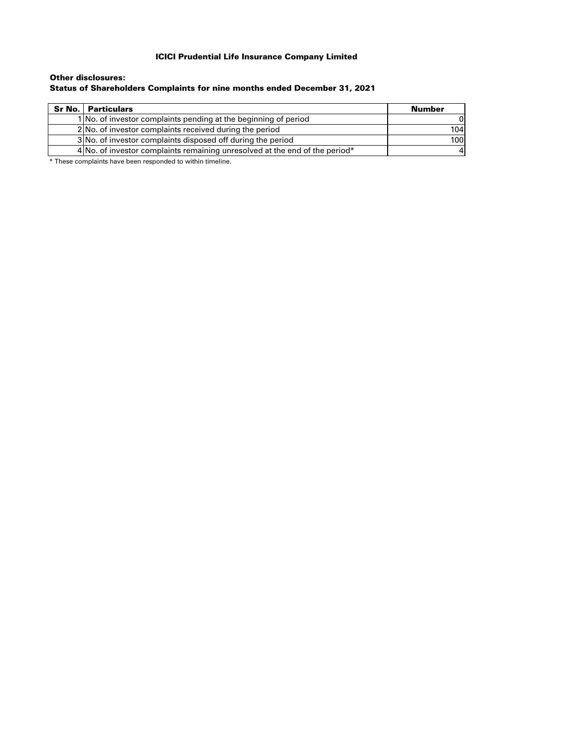# ICICI Prudential Life Insurance Company Limited

**Other disclosures:**

**Status of Shareholders Complaints for nine months ended December 31, 2021**

| Sr No. | Particulars | Number |
|---|---|---|
| 1 | No. of investor complaints pending at the beginning of period | 0 |
| 2 | No. of investor complaints received during the period | 104 |
| 3 | No. of investor complaints disposed off during the period | 100 |
| 4 | No. of investor complaints remaining unresolved at the end of the period* | 4 |

\* These complaints have been responded to within timeline.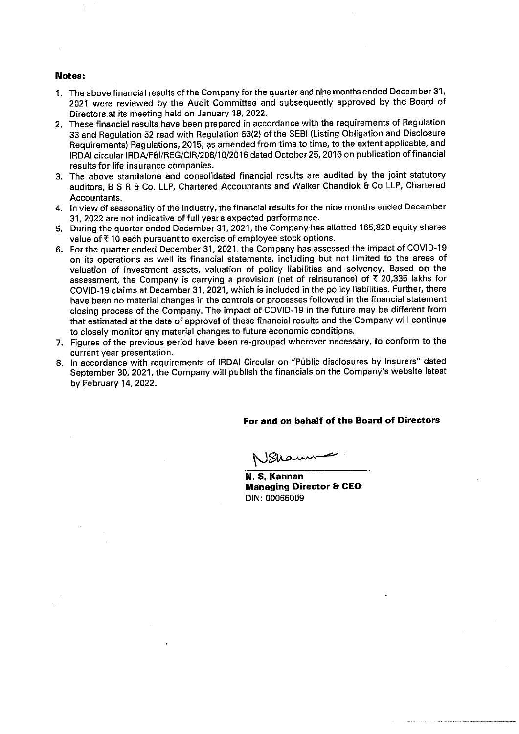**Notes:**

1. The above financial results of the Company for the quarter and nine months ended December 31, 2021 were reviewed by the Audit Committee and subsequently approved by the Board of Directors at its meeting held on January 18, 2022.
2. These financial results have been prepared in accordance with the requirements of Regulation 33 and Regulation 52 read with Regulation 63(2) of the SEBI (Listing Obligation and Disclosure Requirements) Regulations, 2015, as amended from time to time, to the extent applicable, and IRDAI circular IRDA/F&I/REG/CIR/208/10/2016 dated October 25, 2016 on publication of financial results for life insurance companies.
3. The above standalone and consolidated financial results are audited by the joint statutory auditors, B S R & Co. LLP, Chartered Accountants and Walker Chandiok & Co LLP, Chartered Accountants.
4. In view of seasonality of the Industry, the financial results for the nine months ended December 31, 2022 are not indicative of full year's expected performance.
5. During the quarter ended December 31, 2021, the Company has allotted 165,820 equity shares value of ₹ 10 each pursuant to exercise of employee stock options.
6. For the quarter ended December 31, 2021, the Company has assessed the impact of COVID-19 on its operations as well its financial statements, including but not limited to the areas of valuation of investment assets, valuation of policy liabilities and solvency. Based on the assessment, the Company is carrying a provision (net of reinsurance) of ₹ 20,335 lakhs for COVID-19 claims at December 31, 2021, which is included in the policy liabilities. Further, there have been no material changes in the controls or processes followed in the financial statement closing process of the Company. The impact of COVID-19 in the future may be different from that estimated at the date of approval of these financial results and the Company will continue to closely monitor any material changes to future economic conditions.
7. Figures of the previous period have been re-grouped wherever necessary, to conform to the current year presentation.
8. In accordance with requirements of IRDAI Circular on "Public disclosures by Insurers" dated September 30, 2021, the Company will publish the financials on the Company's website latest by February 14, 2022.

**For and on behalf of the Board of Directors**

**N. S. Kannan**
**Managing Director & CEO**
DIN: 00066009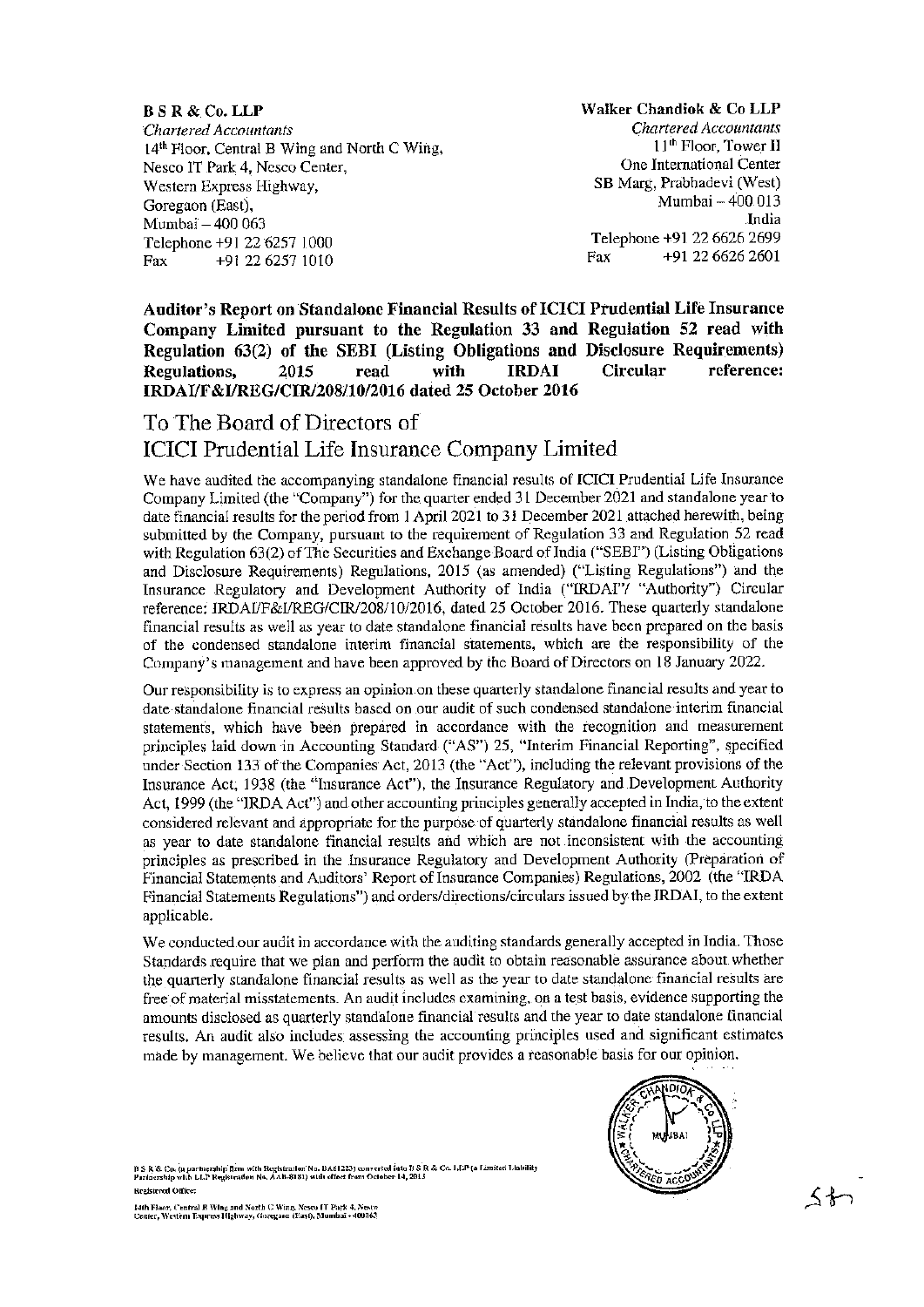**B S R & Co. LLP**
*Chartered Accountants*
14th Floor, Central B Wing and North C Wing,
Nesco IT Park 4, Nesco Center,
Western Express Highway,
Goregaon (East),
Mumbai – 400 063
Telephone +91 22 6257 1000
Fax +91 22 6257 1010

**Walker Chandiok & Co LLP**
*Chartered Accountants*
11th Floor, Tower II
One International Center
SB Marg, Prabhadevi (West)
Mumbai – 400 013
India
Telephone +91 22 6626 2699
Fax +91 22 6626 2601

**Auditor's Report on Standalone Financial Results of ICICI Prudential Life Insurance Company Limited pursuant to the Regulation 33 and Regulation 52 read with Regulation 63(2) of the SEBI (Listing Obligations and Disclosure Requirements) Regulations, 2015 read with IRDAI Circular reference: IRDAI/F&I/REG/CIR/208/10/2016 dated 25 October 2016**

## To The Board of Directors of ICICI Prudential Life Insurance Company Limited

We have audited the accompanying standalone financial results of ICICI Prudential Life Insurance Company Limited (the "Company") for the quarter ended 31 December 2021 and standalone year to date financial results for the period from 1 April 2021 to 31 December 2021 attached herewith, being submitted by the Company, pursuant to the requirement of Regulation 33 and Regulation 52 read with Regulation 63(2) of The Securities and Exchange Board of India ("SEBI") (Listing Obligations and Disclosure Requirements) Regulations, 2015 (as amended) ("Listing Regulations") and the Insurance Regulatory and Development Authority of India ("IRDAI"/ "Authority") Circular reference: IRDAI/F&I/REG/CIR/208/10/2016, dated 25 October 2016. These quarterly standalone financial results as well as year to date standalone financial results have been prepared on the basis of the condensed standalone interim financial statements, which are the responsibility of the Company's management and have been approved by the Board of Directors on 18 January 2022.

Our responsibility is to express an opinion on these quarterly standalone financial results and year to date standalone financial results based on our audit of such condensed standalone interim financial statements, which have been prepared in accordance with the recognition and measurement principles laid down in Accounting Standard ("AS") 25, "Interim Financial Reporting", specified under Section 133 of the Companies Act, 2013 (the "Act"), including the relevant provisions of the Insurance Act, 1938 (the "Insurance Act"), the Insurance Regulatory and Development Authority Act, 1999 (the "IRDA Act") and other accounting principles generally accepted in India, to the extent considered relevant and appropriate for the purpose of quarterly standalone financial results as well as year to date standalone financial results and which are not inconsistent with the accounting principles as prescribed in the Insurance Regulatory and Development Authority (Preparation of Financial Statements and Auditors' Report of Insurance Companies) Regulations, 2002 (the "IRDA Financial Statements Regulations") and orders/directions/circulars issued by the IRDAI, to the extent applicable.

We conducted our audit in accordance with the auditing standards generally accepted in India. Those Standards require that we plan and perform the audit to obtain reasonable assurance about whether the quarterly standalone financial results as well as the year to date standalone financial results are free of material misstatements. An audit includes examining, on a test basis, evidence supporting the amounts disclosed as quarterly standalone financial results and the year to date standalone financial results. An audit also includes assessing the accounting principles used and significant estimates made by management. We believe that our audit provides a reasonable basis for our opinion.

B S R & Co. (a partnership firm with Registration No. BA61223) converted into B S R & Co. LLP (a Limited Liability Partnership with LLP Registration No. AAB-8181) with effect from October 14, 2013
Registered Office:
14th Floor, Central B Wing and North C Wing, Nesco IT Park 4, Nesco Center, Western Express Highway, Goregaon (East), Mumbai - 400063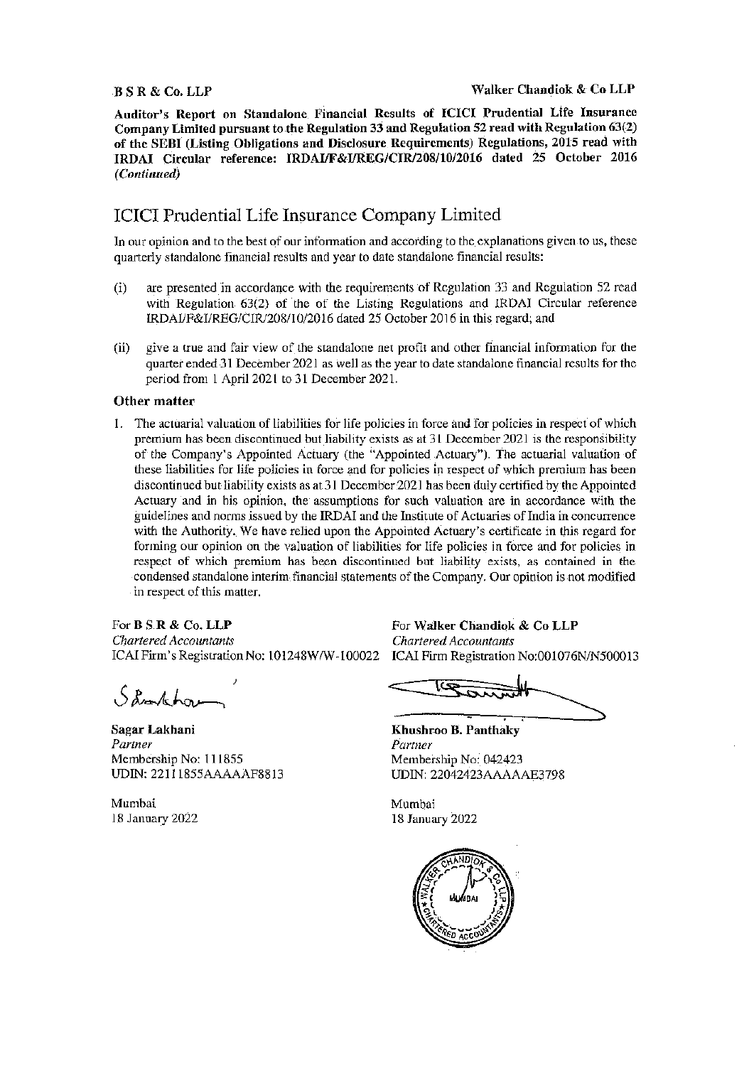B S R & Co. LLP

Walker Chandiok & Co LLP

**Auditor's Report on Standalone Financial Results of ICICI Prudential Life Insurance Company Limited pursuant to the Regulation 33 and Regulation 52 read with Regulation 63(2) of the SEBI (Listing Obligations and Disclosure Requirements) Regulations, 2015 read with IRDAI Circular reference: IRDAI/F&I/REG/CIR/208/10/2016 dated 25 October 2016** ***(Continued)***

# ICICI Prudential Life Insurance Company Limited

In our opinion and to the best of our information and according to the explanations given to us, these quarterly standalone financial results and year to date standalone financial results:

(i) are presented in accordance with the requirements of Regulation 33 and Regulation 52 read with Regulation 63(2) of the of the Listing Regulations and IRDAI Circular reference IRDAI/F&I/REG/CIR/208/10/2016 dated 25 October 2016 in this regard; and

(ii) give a true and fair view of the standalone net profit and other financial information for the quarter ended 31 December 2021 as well as the year to date standalone financial results for the period from 1 April 2021 to 31 December 2021.

### Other matter

1. The actuarial valuation of liabilities for life policies in force and for policies in respect of which premium has been discontinued but liability exists as at 31 December 2021 is the responsibility of the Company's Appointed Actuary (the "Appointed Actuary"). The actuarial valuation of these liabilities for life policies in force and for policies in respect of which premium has been discontinued but liability exists as at 31 December 2021 has been duly certified by the Appointed Actuary and in his opinion, the assumptions for such valuation are in accordance with the guidelines and norms issued by the IRDAI and the Institute of Actuaries of India in concurrence with the Authority. We have relied upon the Appointed Actuary's certificate in this regard for forming our opinion on the valuation of liabilities for life policies in force and for policies in respect of which premium has been discontinued but liability exists, as contained in the condensed standalone interim financial statements of the Company. Our opinion is not modified in respect of this matter.

For **B S R & Co. LLP**
*Chartered Accountants*
ICAI Firm's Registration No: 101248W/W-100022

**Sagar Lakhani**
*Partner*
Membership No: 111855
UDIN: 22111855AAAAAF8813

Mumbai
18 January 2022

For **Walker Chandiok & Co LLP**
*Chartered Accountants*
ICAI Firm Registration No:001076N/N500013

**Khushroo B. Panthaky**
*Partner*
Membership No: 042423
UDIN: 22042423AAAAAE3798

Mumbai
18 January 2022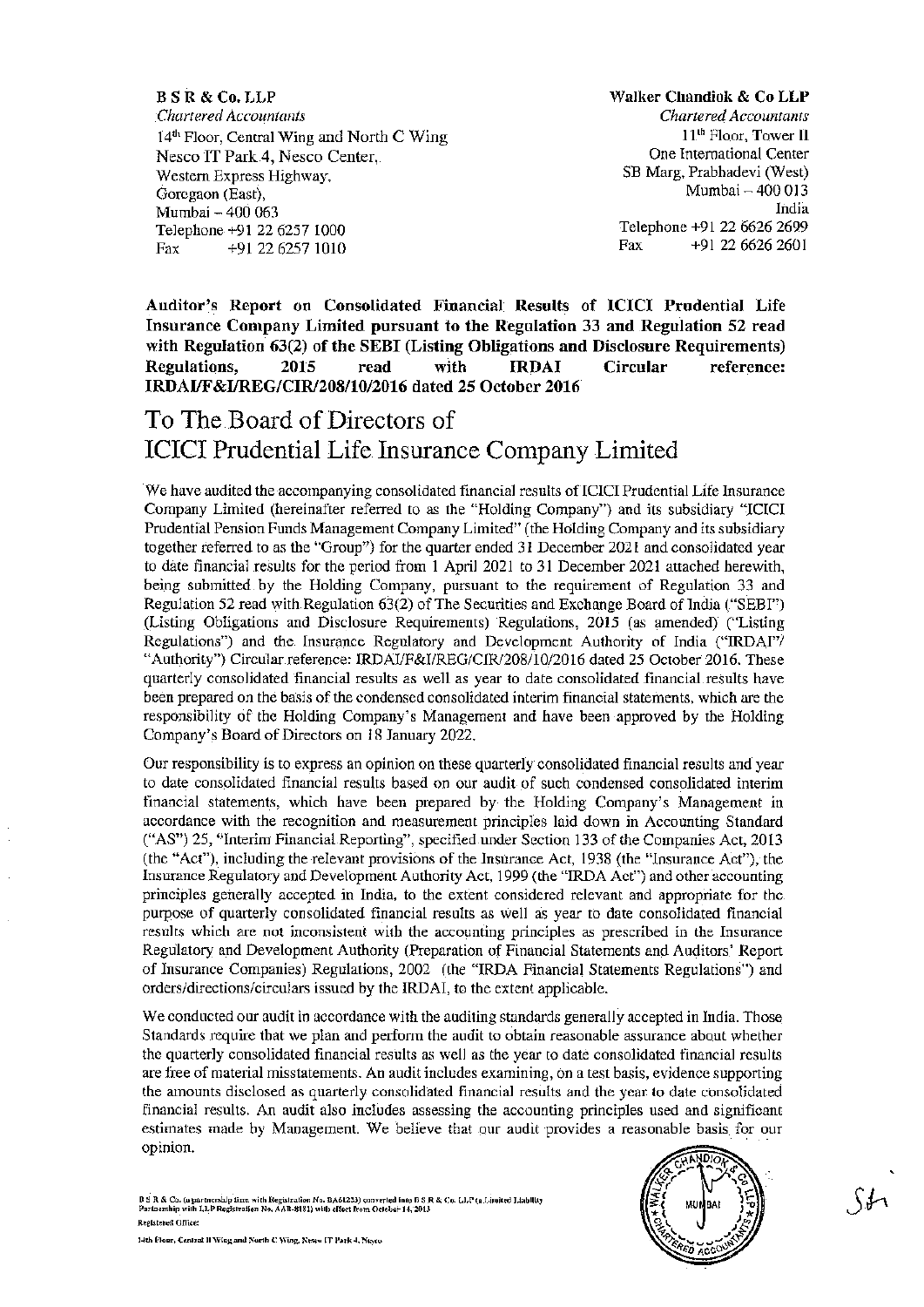**B S R & Co. LLP**
*Chartered Accountants*
14th Floor, Central Wing and North C Wing
Nesco IT Park 4, Nesco Center,
Western Express Highway,
Goregaon (East),
Mumbai – 400 063
Telephone +91 22 6257 1000
Fax +91 22 6257 1010

**Walker Chandiok & Co LLP**
*Chartered Accountants*
11th Floor, Tower II
One International Center
SB Marg, Prabhadevi (West)
Mumbai – 400 013
India
Telephone +91 22 6626 2699
Fax +91 22 6626 2601

**Auditor's Report on Consolidated Financial Results of ICICI Prudential Life Insurance Company Limited pursuant to the Regulation 33 and Regulation 52 read with Regulation 63(2) of the SEBI (Listing Obligations and Disclosure Requirements) Regulations, 2015 read with IRDAI Circular reference: IRDAI/F&I/REG/CIR/208/10/2016 dated 25 October 2016**

# To The Board of Directors of ICICI Prudential Life Insurance Company Limited

We have audited the accompanying consolidated financial results of ICICI Prudential Life Insurance Company Limited (hereinafter referred to as the "Holding Company") and its subsidiary "ICICI Prudential Pension Funds Management Company Limited" (the Holding Company and its subsidiary together referred to as the "Group") for the quarter ended 31 December 2021 and consolidated year to date financial results for the period from 1 April 2021 to 31 December 2021 attached herewith, being submitted by the Holding Company, pursuant to the requirement of Regulation 33 and Regulation 52 read with Regulation 63(2) of The Securities and Exchange Board of India ("SEBI") (Listing Obligations and Disclosure Requirements) Regulations, 2015 (as amended) ("Listing Regulations") and the Insurance Regulatory and Development Authority of India ("IRDAI"/ "Authority") Circular reference: IRDAI/F&I/REG/CIR/208/10/2016 dated 25 October 2016. These quarterly consolidated financial results as well as year to date consolidated financial results have been prepared on the basis of the condensed consolidated interim financial statements, which are the responsibility of the Holding Company's Management and have been approved by the Holding Company's Board of Directors on 18 January 2022.

Our responsibility is to express an opinion on these quarterly consolidated financial results and year to date consolidated financial results based on our audit of such condensed consolidated interim financial statements, which have been prepared by the Holding Company's Management in accordance with the recognition and measurement principles laid down in Accounting Standard ("AS") 25, "Interim Financial Reporting", specified under Section 133 of the Companies Act, 2013 (the "Act"), including the relevant provisions of the Insurance Act, 1938 (the "Insurance Act"), the Insurance Regulatory and Development Authority Act, 1999 (the "IRDA Act") and other accounting principles generally accepted in India, to the extent considered relevant and appropriate for the purpose of quarterly consolidated financial results as well as year to date consolidated financial results which are not inconsistent with the accounting principles as prescribed in the Insurance Regulatory and Development Authority (Preparation of Financial Statements and Auditors' Report of Insurance Companies) Regulations, 2002 (the "IRDA Financial Statements Regulations") and orders/directions/circulars issued by the IRDAI, to the extent applicable.

We conducted our audit in accordance with the auditing standards generally accepted in India. Those Standards require that we plan and perform the audit to obtain reasonable assurance about whether the quarterly consolidated financial results as well as the year to date consolidated financial results are free of material misstatements. An audit includes examining, on a test basis, evidence supporting the amounts disclosed as quarterly consolidated financial results and the year to date consolidated financial results. An audit also includes assessing the accounting principles used and significant estimates made by Management. We believe that our audit provides a reasonable basis for our opinion.

B S R & Co. (a partnership firm with Registration No. BA61223) converted into B S R & Co. LLP (a Limited Liability Partnership with LLP Registration No. AAB-8181) with effect from October 14, 2013
Registered Office:
14th Floor, Central B Wing and North C Wing, Nesco IT Park 4, Nesco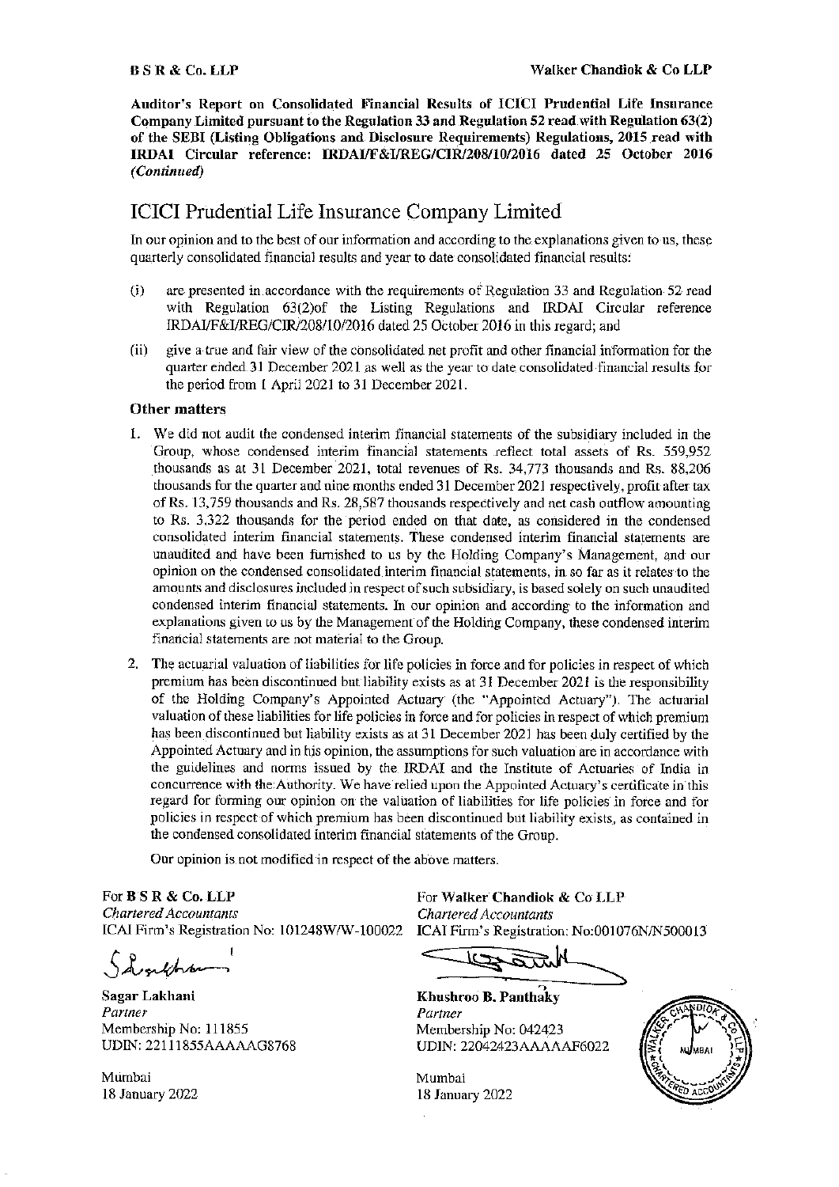B S R & Co. LLP

Walker Chandiok & Co LLP

**Auditor's Report on Consolidated Financial Results of ICICI Prudential Life Insurance Company Limited pursuant to the Regulation 33 and Regulation 52 read with Regulation 63(2) of the SEBI (Listing Obligations and Disclosure Requirements) Regulations, 2015 read with IRDAI Circular reference: IRDAI/F&I/REG/CIR/208/10/2016 dated 25 October 2016 *(Continued)***

# ICICI Prudential Life Insurance Company Limited

In our opinion and to the best of our information and according to the explanations given to us, these quarterly consolidated financial results and year to date consolidated financial results:

(i) are presented in accordance with the requirements of Regulation 33 and Regulation 52 read with Regulation 63(2)of the Listing Regulations and IRDAI Circular reference IRDAI/F&I/REG/CIR/208/10/2016 dated 25 October 2016 in this regard; and

(ii) give a true and fair view of the consolidated net profit and other financial information for the quarter ended 31 December 2021 as well as the year to date consolidated financial results for the period from 1 April 2021 to 31 December 2021.

### Other matters

1. We did not audit the condensed interim financial statements of the subsidiary included in the Group, whose condensed interim financial statements reflect total assets of Rs. 559,952 thousands as at 31 December 2021, total revenues of Rs. 34,773 thousands and Rs. 88,206 thousands for the quarter and nine months ended 31 December 2021 respectively, profit after tax of Rs. 13,759 thousands and Rs. 28,587 thousands respectively and net cash outflow amounting to Rs. 3,322 thousands for the period ended on that date, as considered in the condensed consolidated interim financial statements. These condensed interim financial statements are unaudited and have been furnished to us by the Holding Company's Management, and our opinion on the condensed consolidated interim financial statements, in so far as it relates to the amounts and disclosures included in respect of such subsidiary, is based solely on such unaudited condensed interim financial statements. In our opinion and according to the information and explanations given to us by the Management of the Holding Company, these condensed interim financial statements are not material to the Group.

2. The actuarial valuation of liabilities for life policies in force and for policies in respect of which premium has been discontinued but liability exists as at 31 December 2021 is the responsibility of the Holding Company's Appointed Actuary (the "Appointed Actuary"). The actuarial valuation of these liabilities for life policies in force and for policies in respect of which premium has been discontinued but liability exists as at 31 December 2021 has been duly certified by the Appointed Actuary and in his opinion, the assumptions for such valuation are in accordance with the guidelines and norms issued by the IRDAI and the Institute of Actuaries of India in concurrence with the Authority. We have relied upon the Appointed Actuary's certificate in this regard for forming our opinion on the valuation of liabilities for life policies in force and for policies in respect of which premium has been discontinued but liability exists, as contained in the condensed consolidated interim financial statements of the Group.

Our opinion is not modified in respect of the above matters.

For **B S R & Co. LLP**
*Chartered Accountants*
ICAI Firm's Registration No: 101248W/W-100022

**Sagar Lakhani**
*Partner*
Membership No: 111855
UDIN: 22111855AAAAAG8768

Mumbai
18 January 2022

For **Walker Chandiok & Co LLP**
*Chartered Accountants*
ICAI Firm's Registration: No:001076N/N500013

**Khushroo B. Panthaky**
*Partner*
Membership No: 042423
UDIN: 22042423AAAAAF6022

Mumbai
18 January 2022